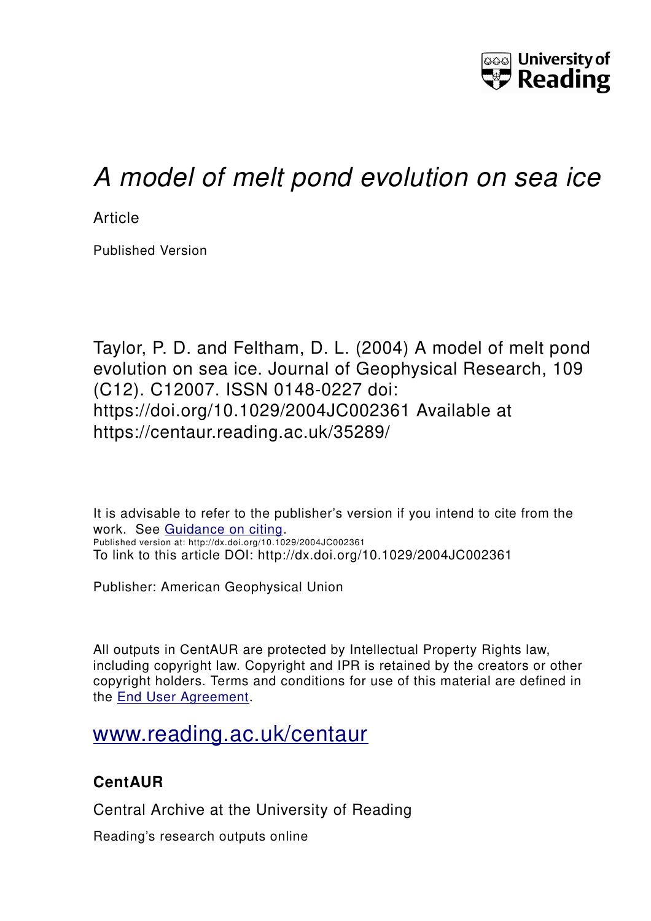University of Reading

# *A model of melt pond evolution on sea ice*

Article

Published Version

Taylor, P. D. and Feltham, D. L. (2004) A model of melt pond evolution on sea ice. Journal of Geophysical Research, 109 (C12). C12007. ISSN 0148-0227 doi: https://doi.org/10.1029/2004JC002361 Available at https://centaur.reading.ac.uk/35289/

It is advisable to refer to the publisher's version if you intend to cite from the work. See Guidance on citing.
Published version at: http://dx.doi.org/10.1029/2004JC002361
To link to this article DOI: http://dx.doi.org/10.1029/2004JC002361

Publisher: American Geophysical Union

All outputs in CentAUR are protected by Intellectual Property Rights law, including copyright law. Copyright and IPR is retained by the creators or other copyright holders. Terms and conditions for use of this material are defined in the End User Agreement.

www.reading.ac.uk/centaur

**CentAUR**

Central Archive at the University of Reading

Reading's research outputs online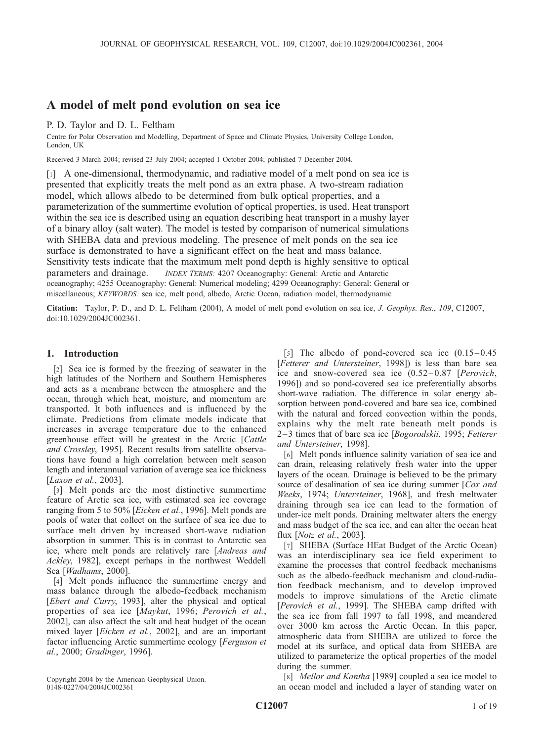# A model of melt pond evolution on sea ice

P. D. Taylor and D. L. Feltham

Centre for Polar Observation and Modelling, Department of Space and Climate Physics, University College London, London, UK

Received 3 March 2004; revised 23 July 2004; accepted 1 October 2004; published 7 December 2004.

[1] A one-dimensional, thermodynamic, and radiative model of a melt pond on sea ice is presented that explicitly treats the melt pond as an extra phase. A two-stream radiation model, which allows albedo to be determined from bulk optical properties, and a parameterization of the summertime evolution of optical properties, is used. Heat transport within the sea ice is described using an equation describing heat transport in a mushy layer of a binary alloy (salt water). The model is tested by comparison of numerical simulations with SHEBA data and previous modeling. The presence of melt ponds on the sea ice surface is demonstrated to have a significant effect on the heat and mass balance. Sensitivity tests indicate that the maximum melt pond depth is highly sensitive to optical parameters and drainage. *INDEX TERMS:* 4207 Oceanography: General: Arctic and Antarctic oceanography; 4255 Oceanography: General: Numerical modeling; 4299 Oceanography: General: General or miscellaneous; *KEYWORDS:* sea ice, melt pond, albedo, Arctic Ocean, radiation model, thermodynamic

**Citation:** Taylor, P. D., and D. L. Feltham (2004), A model of melt pond evolution on sea ice, *J. Geophys. Res.*, *109*, C12007, doi:10.1029/2004JC002361.

## 1. Introduction

[2] Sea ice is formed by the freezing of seawater in the high latitudes of the Northern and Southern Hemispheres and acts as a membrane between the atmosphere and the ocean, through which heat, moisture, and momentum are transported. It both influences and is influenced by the climate. Predictions from climate models indicate that increases in average temperature due to the enhanced greenhouse effect will be greatest in the Arctic [*Cattle and Crossley*, 1995]. Recent results from satellite observations have found a high correlation between melt season length and interannual variation of average sea ice thickness [*Laxon et al.*, 2003].

[3] Melt ponds are the most distinctive summertime feature of Arctic sea ice, with estimated sea ice coverage ranging from 5 to 50% [*Eicken et al.*, 1996]. Melt ponds are pools of water that collect on the surface of sea ice due to surface melt driven by increased short-wave radiation absorption in summer. This is in contrast to Antarctic sea ice, where melt ponds are relatively rare [*Andreas and Ackley*, 1982], except perhaps in the northwest Weddell Sea [*Wadhams*, 2000].

[4] Melt ponds influence the summertime energy and mass balance through the albedo-feedback mechanism [*Ebert and Curry*, 1993], alter the physical and optical properties of sea ice [*Maykut*, 1996; *Perovich et al.*, 2002], can also affect the salt and heat budget of the ocean mixed layer [*Eicken et al.*, 2002], and are an important factor influencing Arctic summertime ecology [*Ferguson et al.*, 2000; *Gradinger*, 1996].

[5] The albedo of pond-covered sea ice (0.15–0.45 [*Fetterer and Untersteiner*, 1998]) is less than bare sea ice and snow-covered sea ice (0.52–0.87 [*Perovich*, 1996]) and so pond-covered sea ice preferentially absorbs short-wave radiation. The difference in solar energy absorption between pond-covered and bare sea ice, combined with the natural and forced convection within the ponds, explains why the melt rate beneath melt ponds is 2–3 times that of bare sea ice [*Bogorodskii*, 1995; *Fetterer and Untersteiner*, 1998].

[6] Melt ponds influence salinity variation of sea ice and can drain, releasing relatively fresh water into the upper layers of the ocean. Drainage is believed to be the primary source of desalination of sea ice during summer [*Cox and Weeks*, 1974; *Untersteiner*, 1968], and fresh meltwater draining through sea ice can lead to the formation of under-ice melt ponds. Draining meltwater alters the energy and mass budget of the sea ice, and can alter the ocean heat flux [*Notz et al.*, 2003].

[7] SHEBA (Surface HEat Budget of the Arctic Ocean) was an interdisciplinary sea ice field experiment to examine the processes that control feedback mechanisms such as the albedo-feedback mechanism and cloud-radiation feedback mechanism, and to develop improved models to improve simulations of the Arctic climate [*Perovich et al.*, 1999]. The SHEBA camp drifted with the sea ice from fall 1997 to fall 1998, and meandered over 3000 km across the Arctic Ocean. In this paper, atmospheric data from SHEBA are utilized to force the model at its surface, and optical data from SHEBA are utilized to parameterize the optical properties of the model during the summer.

[8] *Mellor and Kantha* [1989] coupled a sea ice model to an ocean model and included a layer of standing water on

Copyright 2004 by the American Geophysical Union.
0148-0227/04/2004JC002361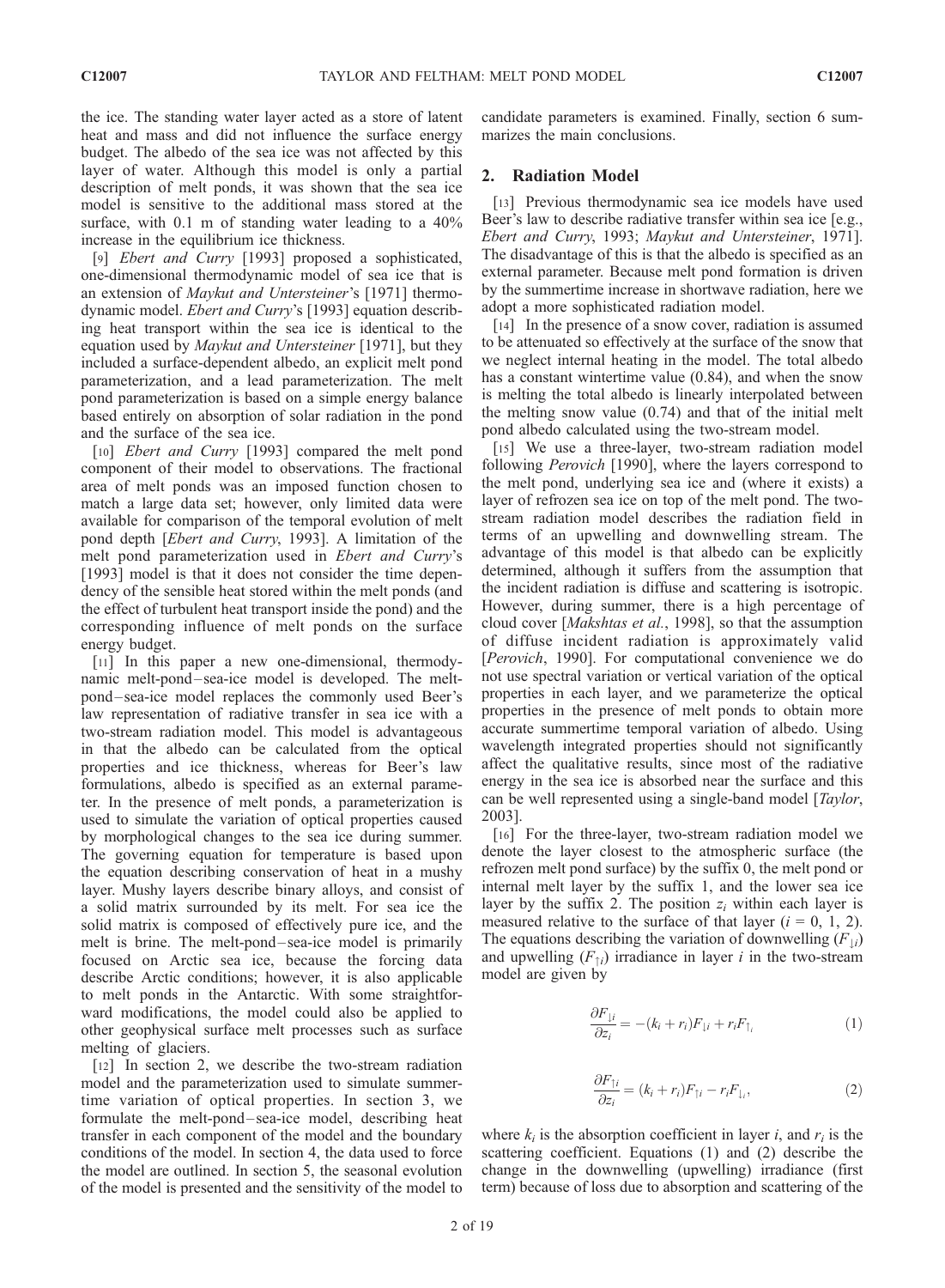the ice. The standing water layer acted as a store of latent heat and mass and did not influence the surface energy budget. The albedo of the sea ice was not affected by this layer of water. Although this model is only a partial description of melt ponds, it was shown that the sea ice model is sensitive to the additional mass stored at the surface, with 0.1 m of standing water leading to a 40% increase in the equilibrium ice thickness.

[9] *Ebert and Curry* [1993] proposed a sophisticated, one-dimensional thermodynamic model of sea ice that is an extension of *Maykut and Untersteiner*'s [1971] thermodynamic model. *Ebert and Curry*'s [1993] equation describing heat transport within the sea ice is identical to the equation used by *Maykut and Untersteiner* [1971], but they included a surface-dependent albedo, an explicit melt pond parameterization, and a lead parameterization. The melt pond parameterization is based on a simple energy balance based entirely on absorption of solar radiation in the pond and the surface of the sea ice.

[10] *Ebert and Curry* [1993] compared the melt pond component of their model to observations. The fractional area of melt ponds was an imposed function chosen to match a large data set; however, only limited data were available for comparison of the temporal evolution of melt pond depth [*Ebert and Curry*, 1993]. A limitation of the melt pond parameterization used in *Ebert and Curry*'s [1993] model is that it does not consider the time dependency of the sensible heat stored within the melt ponds (and the effect of turbulent heat transport inside the pond) and the corresponding influence of melt ponds on the surface energy budget.

[11] In this paper a new one-dimensional, thermodynamic melt-pond–sea-ice model is developed. The melt-pond–sea-ice model replaces the commonly used Beer's law representation of radiative transfer in sea ice with a two-stream radiation model. This model is advantageous in that the albedo can be calculated from the optical properties and ice thickness, whereas for Beer's law formulations, albedo is specified as an external parameter. In the presence of melt ponds, a parameterization is used to simulate the variation of optical properties caused by morphological changes to the sea ice during summer. The governing equation for temperature is based upon the equation describing conservation of heat in a mushy layer. Mushy layers describe binary alloys, and consist of a solid matrix surrounded by its melt. For sea ice the solid matrix is composed of effectively pure ice, and the melt is brine. The melt-pond–sea-ice model is primarily focused on Arctic sea ice, because the forcing data describe Arctic conditions; however, it is also applicable to melt ponds in the Antarctic. With some straightforward modifications, the model could also be applied to other geophysical surface melt processes such as surface melting of glaciers.

[12] In section 2, we describe the two-stream radiation model and the parameterization used to simulate summertime variation of optical properties. In section 3, we formulate the melt-pond–sea-ice model, describing heat transfer in each component of the model and the boundary conditions of the model. In section 4, the data used to force the model are outlined. In section 5, the seasonal evolution of the model is presented and the sensitivity of the model to candidate parameters is examined. Finally, section 6 summarizes the main conclusions.

## 2. Radiation Model

[13] Previous thermodynamic sea ice models have used Beer's law to describe radiative transfer within sea ice [e.g., *Ebert and Curry*, 1993; *Maykut and Untersteiner*, 1971]. The disadvantage of this is that the albedo is specified as an external parameter. Because melt pond formation is driven by the summertime increase in shortwave radiation, here we adopt a more sophisticated radiation model.

[14] In the presence of a snow cover, radiation is assumed to be attenuated so effectively at the surface of the snow that we neglect internal heating in the model. The total albedo has a constant wintertime value (0.84), and when the snow is melting the total albedo is linearly interpolated between the melting snow value (0.74) and that of the initial melt pond albedo calculated using the two-stream model.

[15] We use a three-layer, two-stream radiation model following *Perovich* [1990], where the layers correspond to the melt pond, underlying sea ice and (where it exists) a layer of refrozen sea ice on top of the melt pond. The two-stream radiation model describes the radiation field in terms of an upwelling and downwelling stream. The advantage of this model is that albedo can be explicitly determined, although it suffers from the assumption that the incident radiation is diffuse and scattering is isotropic. However, during summer, there is a high percentage of cloud cover [*Makshtas et al.*, 1998], so that the assumption of diffuse incident radiation is approximately valid [*Perovich*, 1990]. For computational convenience we do not use spectral variation or vertical variation of the optical properties in each layer, and we parameterize the optical properties in the presence of melt ponds to obtain more accurate summertime temporal variation of albedo. Using wavelength integrated properties should not significantly affect the qualitative results, since most of the radiative energy in the sea ice is absorbed near the surface and this can be well represented using a single-band model [*Taylor*, 2003].

[16] For the three-layer, two-stream radiation model we denote the layer closest to the atmospheric surface (the refrozen melt pond surface) by the suffix 0, the melt pond or internal melt layer by the suffix 1, and the lower sea ice layer by the suffix 2. The position $z_i$ within each layer is measured relative to the surface of that layer ($i = 0, 1, 2$). The equations describing the variation of downwelling ($F_{\downarrow i}$) and upwelling ($F_{\uparrow i}$) irradiance in layer $i$ in the two-stream model are given by

$$\frac{\partial F_{\downarrow i}}{\partial z_i} = -(k_i + r_i)F_{\downarrow i} + r_i F_{\uparrow_i} \tag{1}$$

$$\frac{\partial F_{\uparrow i}}{\partial z_i} = (k_i + r_i)F_{\uparrow i} - r_i F_{\downarrow_i}, \tag{2}$$

where $k_i$ is the absorption coefficient in layer $i$, and $r_i$ is the scattering coefficient. Equations (1) and (2) describe the change in the downwelling (upwelling) irradiance (first term) because of loss due to absorption and scattering of the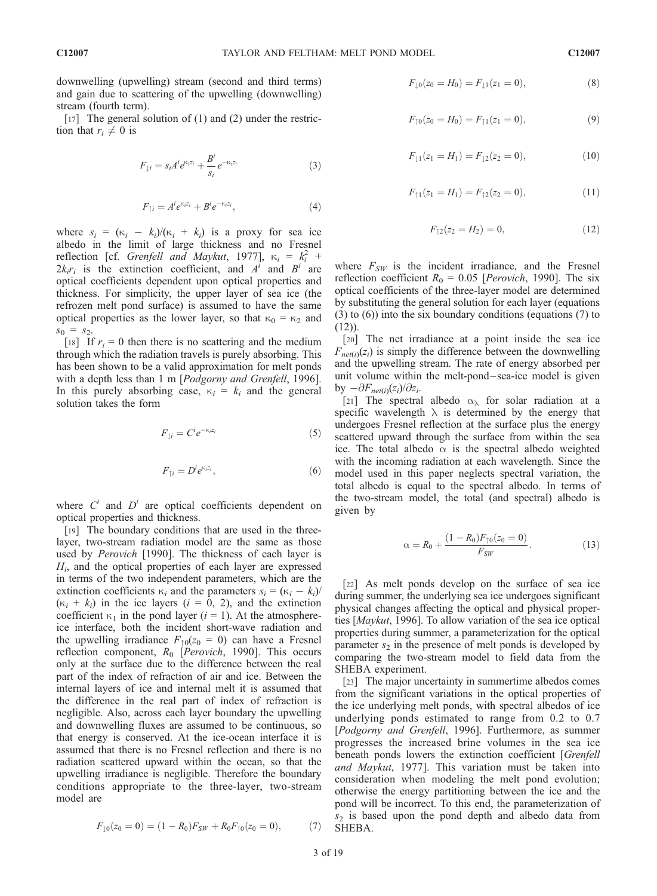downwelling (upwelling) stream (second and third terms) and gain due to scattering of the upwelling (downwelling) stream (fourth term).

[17] The general solution of (1) and (2) under the restriction that $r_i \neq 0$ is

$$F_{\downarrow i} = s_i A^i e^{\kappa_i z_i} + \frac{B^i}{s_i} e^{-\kappa_i z_i} \tag{3}$$

$$F_{\uparrow i} = A^i e^{\kappa_i z_i} + B^i e^{-\kappa_i z_i}, \tag{4}$$

where $s_i = (\kappa_i - k_i)/(\kappa_i + k_i)$ is a proxy for sea ice albedo in the limit of large thickness and no Fresnel reflection [cf. *Grenfell and Maykut*, 1977], $\kappa_i = k_i^2 + 2k_i r_i$ is the extinction coefficient, and $A^i$ and $B^i$ are optical coefficients dependent upon optical properties and thickness. For simplicity, the upper layer of sea ice (the refrozen melt pond surface) is assumed to have the same optical properties as the lower layer, so that $\kappa_0 = \kappa_2$ and $s_0 = s_2$.

[18] If $r_i = 0$ then there is no scattering and the medium through which the radiation travels is purely absorbing. This has been shown to be a valid approximation for melt ponds with a depth less than 1 m [*Podgorny and Grenfell*, 1996]. In this purely absorbing case, $\kappa_i = k_i$ and the general solution takes the form

$$F_{\downarrow i} = C^i e^{-\kappa_i z_i} \tag{5}$$

$$F_{\uparrow i} = D^i e^{\kappa_i z_i}, \tag{6}$$

where $C^i$ and $D^i$ are optical coefficients dependent on optical properties and thickness.

[19] The boundary conditions that are used in the three-layer, two-stream radiation model are the same as those used by *Perovich* [1990]. The thickness of each layer is $H_i$, and the optical properties of each layer are expressed in terms of the two independent parameters, which are the extinction coefficients $\kappa_i$ and the parameters $s_i = (\kappa_i - k_i)/(\kappa_i + k_i)$ in the ice layers ($i = 0, 2$), and the extinction coefficient $\kappa_1$ in the pond layer ($i = 1$). At the atmosphere-ice interface, both the incident short-wave radiation and the upwelling irradiance $F_{\uparrow 0}(z_0 = 0)$ can have a Fresnel reflection component, $R_0$ [*Perovich*, 1990]. This occurs only at the surface due to the difference between the real part of the index of refraction of air and ice. Between the internal layers of ice and internal melt it is assumed that the difference in the real part of index of refraction is negligible. Also, across each layer boundary the upwelling and downwelling fluxes are assumed to be continuous, so that energy is conserved. At the ice-ocean interface it is assumed that there is no Fresnel reflection and there is no radiation scattered upward within the ocean, so that the upwelling irradiance is negligible. Therefore the boundary conditions appropriate to the three-layer, two-stream model are

$$F_{\downarrow 0}(z_0 = 0) = (1 - R_0)F_{SW} + R_0 F_{\uparrow 0}(z_0 = 0), \tag{7}$$

$$F_{\downarrow 0}(z_0 = H_0) = F_{\downarrow 1}(z_1 = 0), \tag{8}$$

$$F_{\uparrow 0}(z_0 = H_0) = F_{\uparrow 1}(z_1 = 0), \tag{9}$$

$$F_{\downarrow 1}(z_1 = H_1) = F_{\downarrow 2}(z_2 = 0), \tag{10}$$

$$F_{\uparrow 1}(z_1 = H_1) = F_{\uparrow 2}(z_2 = 0), \tag{11}$$

$$F_{\uparrow 2}(z_2 = H_2) = 0, \tag{12}$$

where $F_{SW}$ is the incident irradiance, and the Fresnel reflection coefficient $R_0 = 0.05$ [*Perovich*, 1990]. The six optical coefficients of the three-layer model are determined by substituting the general solution for each layer (equations (3) to (6)) into the six boundary conditions (equations (7) to (12)).

[20] The net irradiance at a point inside the sea ice $F_{net(i)}(z_i)$ is simply the difference between the downwelling and the upwelling stream. The rate of energy absorbed per unit volume within the melt-pond–sea-ice model is given by $-\partial F_{net(i)}(z_i)/\partial z_i$.

[21] The spectral albedo $\alpha_\lambda$ for solar radiation at a specific wavelength $\lambda$ is determined by the energy that undergoes Fresnel reflection at the surface plus the energy scattered upward through the surface from within the sea ice. The total albedo $\alpha$ is the spectral albedo weighted with the incoming radiation at each wavelength. Since the model used in this paper neglects spectral variation, the total albedo is equal to the spectral albedo. In terms of the two-stream model, the total (and spectral) albedo is given by

$$\alpha = R_0 + \frac{(1 - R_0)F_{\uparrow 0}(z_0 = 0)}{F_{SW}}. \tag{13}$$

[22] As melt ponds develop on the surface of sea ice during summer, the underlying sea ice undergoes significant physical changes affecting the optical and physical properties [*Maykut*, 1996]. To allow variation of the sea ice optical properties during summer, a parameterization for the optical parameter $s_2$ in the presence of melt ponds is developed by comparing the two-stream model to field data from the SHEBA experiment.

[23] The major uncertainty in summertime albedos comes from the significant variations in the optical properties of the ice underlying melt ponds, with spectral albedos of ice underlying ponds estimated to range from 0.2 to 0.7 [*Podgorny and Grenfell*, 1996]. Furthermore, as summer progresses the increased brine volumes in the sea ice beneath ponds lowers the extinction coefficient [*Grenfell and Maykut*, 1977]. This variation must be taken into consideration when modeling the melt pond evolution; otherwise the energy partitioning between the ice and the pond will be incorrect. To this end, the parameterization of $s_2$ is based upon the pond depth and albedo data from SHEBA.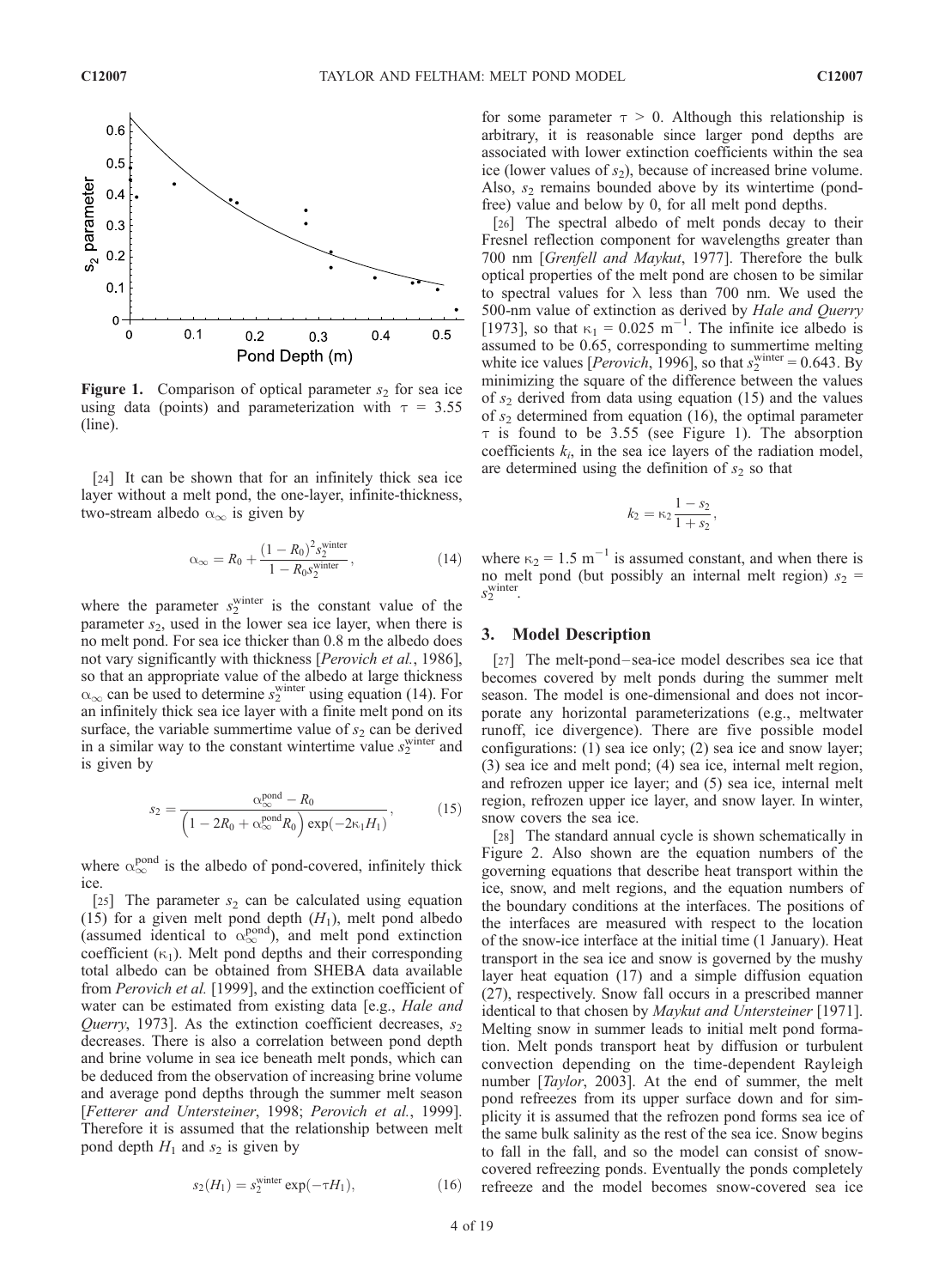**Figure 1.** Comparison of optical parameter $s_2$ for sea ice using data (points) and parameterization with $\tau = 3.55$ (line).

[24] It can be shown that for an infinitely thick sea ice layer without a melt pond, the one-layer, infinite-thickness, two-stream albedo $\alpha_\infty$ is given by

$$\alpha_\infty = R_0 + \frac{(1 - R_0)^2 s_2^{\text{winter}}}{1 - R_0 s_2^{\text{winter}}}, \tag{14}$$

where the parameter $s_2^{\text{winter}}$ is the constant value of the parameter $s_2$, used in the lower sea ice layer, when there is no melt pond. For sea ice thicker than 0.8 m the albedo does not vary significantly with thickness [*Perovich et al.*, 1986], so that an appropriate value of the albedo at large thickness $\alpha_\infty$ can be used to determine $s_2^{\text{winter}}$ using equation (14). For an infinitely thick sea ice layer with a finite melt pond on its surface, the variable summertime value of $s_2$ can be derived in a similar way to the constant wintertime value $s_2^{\text{winter}}$ and is given by

$$s_2 = \frac{\alpha_\infty^{\text{pond}} - R_0}{\left(1 - 2R_0 + \alpha_\infty^{\text{pond}} R_0\right) \exp(-2\kappa_1 H_1)}, \tag{15}$$

where $\alpha_\infty^{\text{pond}}$ is the albedo of pond-covered, infinitely thick ice.

[25] The parameter $s_2$ can be calculated using equation (15) for a given melt pond depth ($H_1$), melt pond albedo (assumed identical to $\alpha_\infty^{\text{pond}}$), and melt pond extinction coefficient ($\kappa_1$). Melt pond depths and their corresponding total albedo can be obtained from SHEBA data available from *Perovich et al.* [1999], and the extinction coefficient of water can be estimated from existing data [e.g., *Hale and Querry*, 1973]. As the extinction coefficient decreases, $s_2$ decreases. There is also a correlation between pond depth and brine volume in sea ice beneath melt ponds, which can be deduced from the observation of increasing brine volume and average pond depths through the summer melt season [*Fetterer and Untersteiner*, 1998; *Perovich et al.*, 1999]. Therefore it is assumed that the relationship between melt pond depth $H_1$ and $s_2$ is given by

$$s_2(H_1) = s_2^{\text{winter}} \exp(-\tau H_1), \tag{16}$$

for some parameter $\tau > 0$. Although this relationship is arbitrary, it is reasonable since larger pond depths are associated with lower extinction coefficients within the sea ice (lower values of $s_2$), because of increased brine volume. Also, $s_2$ remains bounded above by its wintertime (pond-free) value and below by 0, for all melt pond depths.

[26] The spectral albedo of melt ponds decay to their Fresnel reflection component for wavelengths greater than 700 nm [*Grenfell and Maykut*, 1977]. Therefore the bulk optical properties of the melt pond are chosen to be similar to spectral values for $\lambda$ less than 700 nm. We used the 500-nm value of extinction as derived by *Hale and Querry* [1973], so that $\kappa_1 = 0.025$ m$^{-1}$. The infinite ice albedo is assumed to be 0.65, corresponding to summertime melting white ice values [*Perovich*, 1996], so that $s_2^{\text{winter}} = 0.643$. By minimizing the square of the difference between the values of $s_2$ derived from data using equation (15) and the values of $s_2$ determined from equation (16), the optimal parameter $\tau$ is found to be 3.55 (see Figure 1). The absorption coefficients $k_i$, in the sea ice layers of the radiation model, are determined using the definition of $s_2$ so that

$$k_2 = \kappa_2 \frac{1 - s_2}{1 + s_2},$$

where $\kappa_2 = 1.5$ m$^{-1}$ is assumed constant, and when there is no melt pond (but possibly an internal melt region) $s_2 = s_2^{\text{winter}}$.

## 3. Model Description

[27] The melt-pond–sea-ice model describes sea ice that becomes covered by melt ponds during the summer melt season. The model is one-dimensional and does not incorporate any horizontal parameterizations (e.g., meltwater runoff, ice divergence). There are five possible model configurations: (1) sea ice only; (2) sea ice and snow layer; (3) sea ice and melt pond; (4) sea ice, internal melt region, and refrozen upper ice layer; and (5) sea ice, internal melt region, refrozen upper ice layer, and snow layer. In winter, snow covers the sea ice.

[28] The standard annual cycle is shown schematically in Figure 2. Also shown are the equation numbers of the governing equations that describe heat transport within the ice, snow, and melt regions, and the equation numbers of the boundary conditions at the interfaces. The positions of the interfaces are measured with respect to the location of the snow-ice interface at the initial time (1 January). Heat transport in the sea ice and snow is governed by the mushy layer heat equation (17) and a simple diffusion equation (27), respectively. Snow fall occurs in a prescribed manner identical to that chosen by *Maykut and Untersteiner* [1971]. Melting snow in summer leads to initial melt pond formation. Melt ponds transport heat by diffusion or turbulent convection depending on the time-dependent Rayleigh number [*Taylor*, 2003]. At the end of summer, the melt pond refreezes from its upper surface down and for simplicity it is assumed that the refrozen pond forms sea ice of the same bulk salinity as the rest of the sea ice. Snow begins to fall in the fall, and so the model can consist of snow-covered refreezing ponds. Eventually the ponds completely refreeze and the model becomes snow-covered sea ice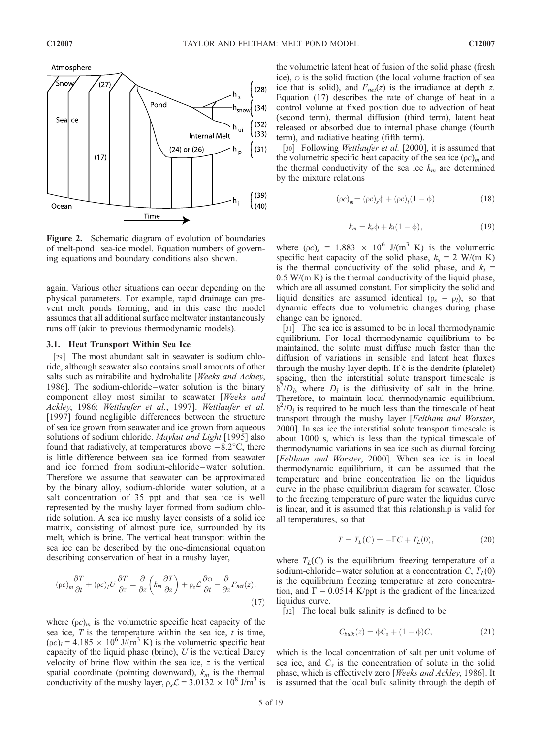**Figure 2.** Schematic diagram of evolution of boundaries of melt-pond–sea-ice model. Equation numbers of governing equations and boundary conditions also shown.

again. Various other situations can occur depending on the physical parameters. For example, rapid drainage can prevent melt ponds forming, and in this case the model assumes that all additional surface meltwater instantaneously runs off (akin to previous thermodynamic models).

### 3.1. Heat Transport Within Sea Ice

[29] The most abundant salt in seawater is sodium chloride, although seawater also contains small amounts of other salts such as mirabilite and hydrohalite [*Weeks and Ackley*, 1986]. The sodium-chloride–water solution is the binary component alloy most similar to seawater [*Weeks and Ackley*, 1986; *Wettlaufer et al.*, 1997]. *Wettlaufer et al.* [1997] found negligible differences between the structure of sea ice grown from seawater and ice grown from aqueous solutions of sodium chloride. *Maykut and Light* [1995] also found that radiatively, at temperatures above $-8.2°$C, there is little difference between sea ice formed from seawater and ice formed from sodium-chloride–water solution. Therefore we assume that seawater can be approximated by the binary alloy, sodium-chloride–water solution, at a salt concentration of 35 ppt and that sea ice is well represented by the mushy layer formed from sodium chloride solution. A sea ice mushy layer consists of a solid ice matrix, consisting of almost pure ice, surrounded by its melt, which is brine. The vertical heat transport within the sea ice can be described by the one-dimensional equation describing conservation of heat in a mushy layer,

$$(\rho c)_m \frac{\partial T}{\partial t} + (\rho c)_l U \frac{\partial T}{\partial z} = \frac{\partial}{\partial z}\left(k_m \frac{\partial T}{\partial z}\right) + \rho_s \mathcal{L} \frac{\partial \phi}{\partial t} - \frac{\partial}{\partial z} F_{net}(z), \tag{17}$$

where $(\rho c)_m$ is the volumetric specific heat capacity of the sea ice, $T$ is the temperature within the sea ice, $t$ is time, $(\rho c)_l = 4.185 \times 10^6$ J/(m$^3$ K) is the volumetric specific heat capacity of the liquid phase (brine), $U$ is the vertical Darcy velocity of brine flow within the sea ice, $z$ is the vertical spatial coordinate (pointing downward), $k_m$ is the thermal conductivity of the mushy layer, $\rho_s \mathcal{L} = 3.0132 \times 10^8$ J/m$^3$ is the volumetric latent heat of fusion of the solid phase (fresh ice), $\phi$ is the solid fraction (the local volume fraction of sea ice that is solid), and $F_{net}(z)$ is the irradiance at depth $z$. Equation (17) describes the rate of change of heat in a control volume at fixed position due to advection of heat (second term), thermal diffusion (third term), latent heat released or absorbed due to internal phase change (fourth term), and radiative heating (fifth term).

[30] Following *Wettlaufer et al.* [2000], it is assumed that the volumetric specific heat capacity of the sea ice $(\rho c)_m$ and the thermal conductivity of the sea ice $k_m$ are determined by the mixture relations

$$(\rho c)_m = (\rho c)_s \phi + (\rho c)_l (1 - \phi) \tag{18}$$

$$k_m = k_s \phi + k_l (1 - \phi), \tag{19}$$

where $(\rho c)_s = 1.883 \times 10^6$ J/(m$^3$ K) is the volumetric specific heat capacity of the solid phase, $k_s = 2$ W/(m K) is the thermal conductivity of the solid phase, and $k_l = 0.5$ W/(m K) is the thermal conductivity of the liquid phase, which are all assumed constant. For simplicity the solid and liquid densities are assumed identical ($\rho_s = \rho_l$), so that dynamic effects due to volumetric changes during phase change can be ignored.

[31] The sea ice is assumed to be in local thermodynamic equilibrium. For local thermodynamic equilibrium to be maintained, the solute must diffuse much faster than the diffusion of variations in sensible and latent heat fluxes through the mushy layer depth. If $\delta$ is the dendrite (platelet) spacing, then the interstitial solute transport timescale is $\delta^2/D_l$, where $D_l$ is the diffusivity of salt in the brine. Therefore, to maintain local thermodynamic equilibrium, $\delta^2/D_l$ is required to be much less than the timescale of heat transport through the mushy layer [*Feltham and Worster*, 2000]. In sea ice the interstitial solute transport timescale is about 1000 s, which is less than the typical timescale of thermodynamic variations in sea ice such as diurnal forcing [*Feltham and Worster*, 2000]. When sea ice is in local thermodynamic equilibrium, it can be assumed that the temperature and brine concentration lie on the liquidus curve in the phase equilibrium diagram for seawater. Close to the freezing temperature of pure water the liquidus curve is linear, and it is assumed that this relationship is valid for all temperatures, so that

$$T = T_L(C) = -\Gamma C + T_L(0), \tag{20}$$

where $T_L(C)$ is the equilibrium freezing temperature of a sodium-chloride–water solution at a concentration $C$, $T_L(0)$ is the equilibrium freezing temperature at zero concentration, and $\Gamma = 0.0514$ K/ppt is the gradient of the linearized liquidus curve.

[32] The local bulk salinity is defined to be

$$C_{bulk}(z) = \phi C_s + (1 - \phi) C, \tag{21}$$

which is the local concentration of salt per unit volume of sea ice, and $C_s$ is the concentration of solute in the solid phase, which is effectively zero [*Weeks and Ackley*, 1986]. It is assumed that the local bulk salinity through the depth of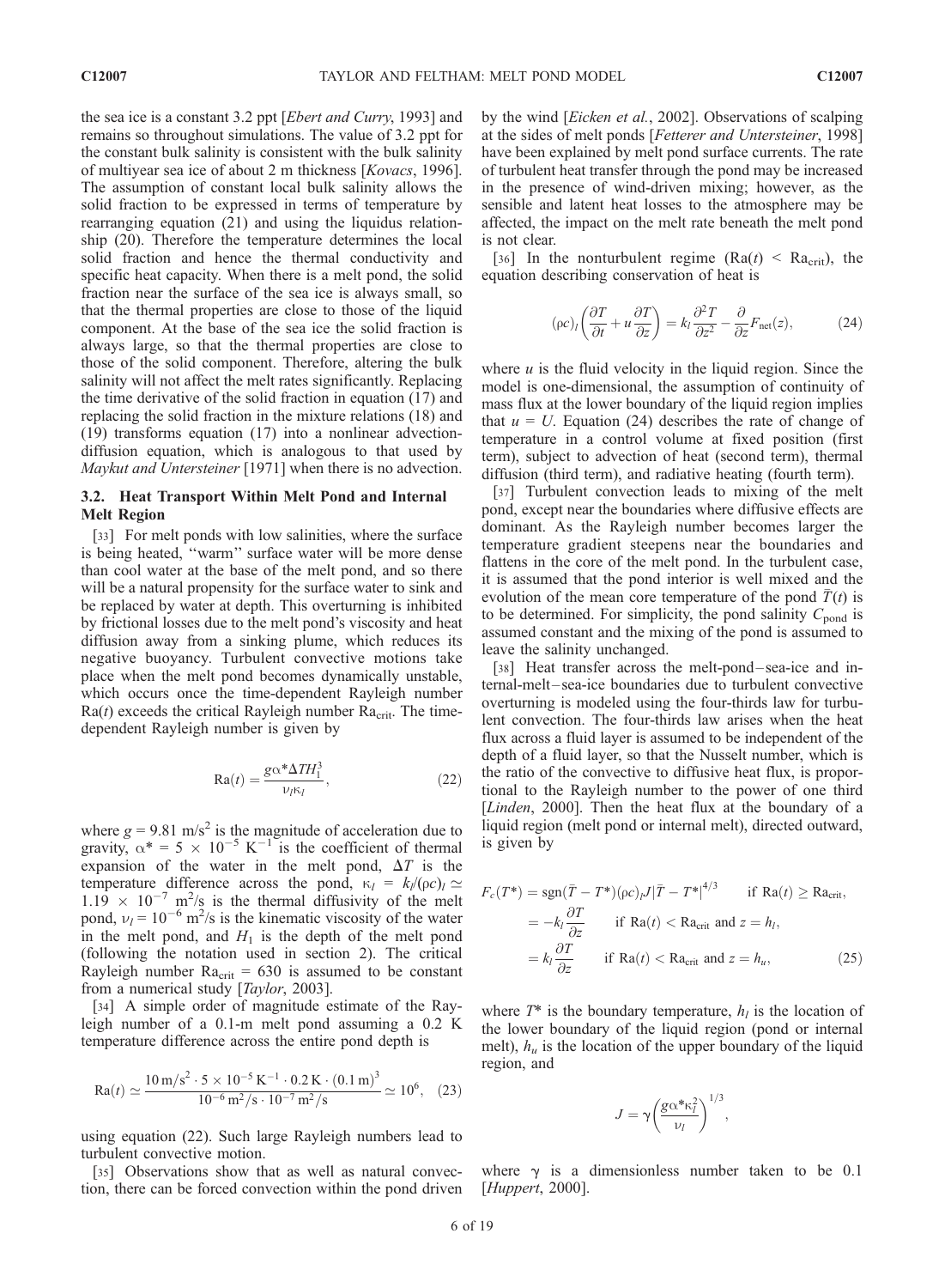the sea ice is a constant 3.2 ppt [*Ebert and Curry*, 1993] and remains so throughout simulations. The value of 3.2 ppt for the constant bulk salinity is consistent with the bulk salinity of multiyear sea ice of about 2 m thickness [*Kovacs*, 1996]. The assumption of constant local bulk salinity allows the solid fraction to be expressed in terms of temperature by rearranging equation (21) and using the liquidus relationship (20). Therefore the temperature determines the local solid fraction and hence the thermal conductivity and specific heat capacity. When there is a melt pond, the solid fraction near the surface of the sea ice is always small, so that the thermal properties are close to those of the liquid component. At the base of the sea ice the solid fraction is always large, so that the thermal properties are close to those of the solid component. Therefore, altering the bulk salinity will not affect the melt rates significantly. Replacing the time derivative of the solid fraction in equation (17) and replacing the solid fraction in the mixture relations (18) and (19) transforms equation (17) into a nonlinear advection-diffusion equation, which is analogous to that used by *Maykut and Untersteiner* [1971] when there is no advection.

### 3.2. Heat Transport Within Melt Pond and Internal Melt Region

[33] For melt ponds with low salinities, where the surface is being heated, "warm" surface water will be more dense than cool water at the base of the melt pond, and so there will be a natural propensity for the surface water to sink and be replaced by water at depth. This overturning is inhibited by frictional losses due to the melt pond's viscosity and heat diffusion away from a sinking plume, which reduces its negative buoyancy. Turbulent convective motions take place when the melt pond becomes dynamically unstable, which occurs once the time-dependent Rayleigh number $\mathrm{Ra}(t)$ exceeds the critical Rayleigh number $\mathrm{Ra}_{\mathrm{crit}}$. The time-dependent Rayleigh number is given by

$$\mathrm{Ra}(t) = \frac{g\alpha^* \Delta T H_1^3}{\nu_l \kappa_l}, \qquad (22)$$

where $g = 9.81$ m/s$^2$ is the magnitude of acceleration due to gravity, $\alpha^* = 5 \times 10^{-5}$ K$^{-1}$ is the coefficient of thermal expansion of the water in the melt pond, $\Delta T$ is the temperature difference across the pond, $\kappa_l = k_l/(\rho c)_l \simeq 1.19 \times 10^{-7}$ m$^2$/s is the thermal diffusivity of the melt pond, $\nu_l = 10^{-6}$ m$^2$/s is the kinematic viscosity of the water in the melt pond, and $H_1$ is the depth of the melt pond (following the notation used in section 2). The critical Rayleigh number $\mathrm{Ra}_{\mathrm{crit}} = 630$ is assumed to be constant from a numerical study [*Taylor*, 2003].

[34] A simple order of magnitude estimate of the Rayleigh number of a 0.1-m melt pond assuming a 0.2 K temperature difference across the entire pond depth is

$$\mathrm{Ra}(t) \simeq \frac{10\,\mathrm{m/s^2} \cdot 5 \times 10^{-5}\,\mathrm{K^{-1}} \cdot 0.2\,\mathrm{K} \cdot (0.1\,\mathrm{m})^3}{10^{-6}\,\mathrm{m^2/s} \cdot 10^{-7}\,\mathrm{m^2/s}} \simeq 10^6, \qquad (23)$$

using equation (22). Such large Rayleigh numbers lead to turbulent convective motion.

[35] Observations show that as well as natural convection, there can be forced convection within the pond driven by the wind [*Eicken et al.*, 2002]. Observations of scalping at the sides of melt ponds [*Fetterer and Untersteiner*, 1998] have been explained by melt pond surface currents. The rate of turbulent heat transfer through the pond may be increased in the presence of wind-driven mixing; however, as the sensible and latent heat losses to the atmosphere may be affected, the impact on the melt rate beneath the melt pond is not clear.

[36] In the nonturbulent regime ($\mathrm{Ra}(t) < \mathrm{Ra}_{\mathrm{crit}}$), the equation describing conservation of heat is

$$(\rho c)_l \left( \frac{\partial T}{\partial t} + u \frac{\partial T}{\partial z} \right) = k_l \frac{\partial^2 T}{\partial z^2} - \frac{\partial}{\partial z} F_{\mathrm{net}}(z), \qquad (24)$$

where $u$ is the fluid velocity in the liquid region. Since the model is one-dimensional, the assumption of continuity of mass flux at the lower boundary of the liquid region implies that $u = U$. Equation (24) describes the rate of change of temperature in a control volume at fixed position (first term), subject to advection of heat (second term), thermal diffusion (third term), and radiative heating (fourth term).

[37] Turbulent convection leads to mixing of the melt pond, except near the boundaries where diffusive effects are dominant. As the Rayleigh number becomes larger the temperature gradient steepens near the boundaries and flattens in the core of the melt pond. In the turbulent case, it is assumed that the pond interior is well mixed and the evolution of the mean core temperature of the pond $\bar{T}(t)$ is to be determined. For simplicity, the pond salinity $C_{\mathrm{pond}}$ is assumed constant and the mixing of the pond is assumed to leave the salinity unchanged.

[38] Heat transfer across the melt-pond–sea-ice and internal-melt–sea-ice boundaries due to turbulent convective overturning is modeled using the four-thirds law for turbulent convection. The four-thirds law arises when the heat flux across a fluid layer is assumed to be independent of the depth of a fluid layer, so that the Nusselt number, which is the ratio of the convective to diffusive heat flux, is proportional to the Rayleigh number to the power of one third [*Linden*, 2000]. Then the heat flux at the boundary of a liquid region (melt pond or internal melt), directed outward, is given by

$$\begin{aligned}
F_c(T^*) &= \mathrm{sgn}(\bar{T} - T^*)(\rho c)_l J |\bar{T} - T^*|^{4/3} && \text{if } \mathrm{Ra}(t) \geq \mathrm{Ra}_{\mathrm{crit}}, \\
&= -k_l \frac{\partial T}{\partial z} && \text{if } \mathrm{Ra}(t) < \mathrm{Ra}_{\mathrm{crit}} \text{ and } z = h_l, \\
&= k_l \frac{\partial T}{\partial z} && \text{if } \mathrm{Ra}(t) < \mathrm{Ra}_{\mathrm{crit}} \text{ and } z = h_u,
\end{aligned} \qquad (25)$$

where $T^*$ is the boundary temperature, $h_l$ is the location of the lower boundary of the liquid region (pond or internal melt), $h_u$ is the location of the upper boundary of the liquid region, and

$$J = \gamma \left( \frac{g\alpha^* \kappa_l^2}{\nu_l} \right)^{1/3},$$

where $\gamma$ is a dimensionless number taken to be 0.1 [*Huppert*, 2000].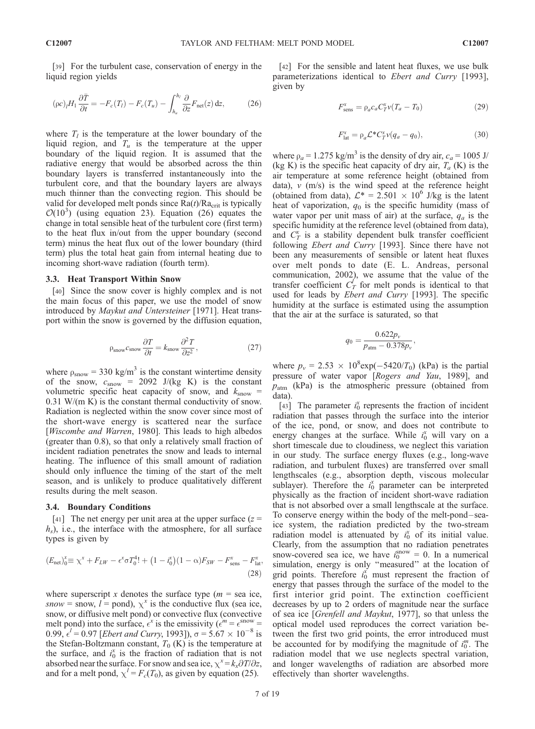[39] For the turbulent case, conservation of energy in the liquid region yields

$$(\rho c)_l H_1 \frac{\partial \bar{T}}{\partial t} = -F_c(T_l) - F_c(T_u) - \int_{h_u}^{h_l} \frac{\partial}{\partial z} F_{\text{net}}(z)\,\mathrm{d}z, \tag{26}$$

where $T_l$ is the temperature at the lower boundary of the liquid region, and $T_u$ is the temperature at the upper boundary of the liquid region. It is assumed that the radiative energy that would be absorbed across the thin boundary layers is transferred instantaneously into the turbulent core, and that the boundary layers are always much thinner than the convecting region. This should be valid for developed melt ponds since $\text{Ra}(t)/\text{Ra}_{\text{crit}}$ is typically $\mathcal{O}(10^3)$ (using equation 23). Equation (26) equates the change in total sensible heat of the turbulent core (first term) to the heat flux in/out from the upper boundary (second term) minus the heat flux out of the lower boundary (third term) plus the total heat gain from internal heating due to incoming short-wave radiation (fourth term).

### 3.3. Heat Transport Within Snow

[40] Since the snow cover is highly complex and is not the main focus of this paper, we use the model of snow introduced by *Maykut and Untersteiner* [1971]. Heat transport within the snow is governed by the diffusion equation,

$$\rho_{\text{snow}} c_{\text{snow}} \frac{\partial T}{\partial t} = k_{\text{snow}} \frac{\partial^2 T}{\partial z^2}, \tag{27}$$

where $\rho_{\text{snow}} = 330$ kg/m$^3$ is the constant wintertime density of the snow, $c_{\text{snow}} = 2092$ J/(kg K) is the constant volumetric specific heat capacity of snow, and $k_{\text{snow}} = 0.31$ W/(m K) is the constant thermal conductivity of snow. Radiation is neglected within the snow cover since most of the short-wave energy is scattered near the surface [*Wiscombe and Warren*, 1980]. This leads to high albedos (greater than 0.8), so that only a relatively small fraction of incident radiation penetrates the snow and leads to internal heating. The influence of this small amount of radiation should only influence the timing of the start of the melt season, and is unlikely to produce qualitatively different results during the melt season.

### 3.4. Boundary Conditions

[41] The net energy per unit area at the upper surface ($z = h_s$), i.e., the interface with the atmosphere, for all surface types is given by

$$(E_{\text{net}})_0^x \equiv \chi^x + F_{LW} - \epsilon^x \sigma T_0^4! + \left(1 - i_0^x\right)(1-\alpha)F_{SW} - F_{\text{sens}}^x - F_{\text{lat}}^x, \tag{28}$$

where superscript $x$ denotes the surface type ($m$ = sea ice, *snow* = snow, $l$ = pond), $\chi^x$ is the conductive flux (sea ice, snow, or diffusive melt pond) or convective flux (convective melt pond) into the surface, $\epsilon^x$ is the emissivity ($\epsilon^m = \epsilon^{\text{snow}} = 0.99$, $\epsilon^l = 0.97$ [*Ebert and Curry*, 1993]), $\sigma = 5.67 \times 10^{-8}$ is the Stefan-Boltzmann constant, $T_0$ (K) is the temperature at the surface, and $i_0^x$ is the fraction of radiation that is not absorbed near the surface. For snow and sea ice, $\chi^x = k_x \partial T/\partial z$, and for a melt pond, $\chi^l = F_c(T_0)$, as given by equation (25).

[42] For the sensible and latent heat fluxes, we use bulk parameterizations identical to *Ebert and Curry* [1993], given by

$$F_{\text{sens}}^x = \rho_a c_a C_T^x v (T_a - T_0) \tag{29}$$

$$F_{\text{lat}}^x = \rho_a \mathcal{L}^* C_T^x v (q_a - q_0), \tag{30}$$

where $\rho_a = 1.275$ kg/m$^3$ is the density of dry air, $c_a = 1005$ J/(kg K) is the specific heat capacity of dry air, $T_a$ (K) is the air temperature at some reference height (obtained from data), $v$ (m/s) is the wind speed at the reference height (obtained from data), $\mathcal{L}^* = 2.501 \times 10^6$ J/kg is the latent heat of vaporization, $q_0$ is the specific humidity (mass of water vapor per unit mass of air) at the surface, $q_a$ is the specific humidity at the reference level (obtained from data), and $C_T^x$ is a stability dependent bulk transfer coefficient following *Ebert and Curry* [1993]. Since there have not been any measurements of sensible or latent heat fluxes over melt ponds to date (E. L. Andreas, personal communication, 2002), we assume that the value of the transfer coefficient $C_T^l$ for melt ponds is identical to that used for leads by *Ebert and Curry* [1993]. The specific humidity at the surface is estimated using the assumption that the air at the surface is saturated, so that

$$q_0 = \frac{0.622 p_v}{p_{\text{atm}} - 0.378 p_v},$$

where $p_v = 2.53 \times 10^8 \exp(-5420/T_0)$ (kPa) is the partial pressure of water vapor [*Rogers and Yau*, 1989], and $p_{\text{atm}}$ (kPa) is the atmospheric pressure (obtained from data).

[43] The parameter $i_0^x$ represents the fraction of incident radiation that passes through the surface into the interior of the ice, pond, or snow, and does not contribute to energy changes at the surface. While $i_0^x$ will vary on a short timescale due to cloudiness, we neglect this variation in our study. The surface energy fluxes (e.g., long-wave radiation, and turbulent fluxes) are transferred over small lengthscales (e.g., absorption depth, viscous molecular sublayer). Therefore the $i_0^x$ parameter can be interpreted physically as the fraction of incident short-wave radiation that is not absorbed over a small lengthscale at the surface. To conserve energy within the body of the melt-pond–sea-ice system, the radiation predicted by the two-stream radiation model is attenuated by $i_0^x$ of its initial value. Clearly, from the assumption that no radiation penetrates snow-covered sea ice, we have $i_0^{\text{snow}} = 0$. In a numerical simulation, energy is only "measured" at the location of grid points. Therefore $i_0^x$ must represent the fraction of energy that passes through the surface of the model to the first interior grid point. The extinction coefficient decreases by up to 2 orders of magnitude near the surface of sea ice [*Grenfell and Maykut*, 1977], so that unless the optical model used reproduces the correct variation between the first two grid points, the error introduced must be accounted for by modifying the magnitude of $i_0^m$. The radiation model that we use neglects spectral variation, and longer wavelengths of radiation are absorbed more effectively than shorter wavelengths.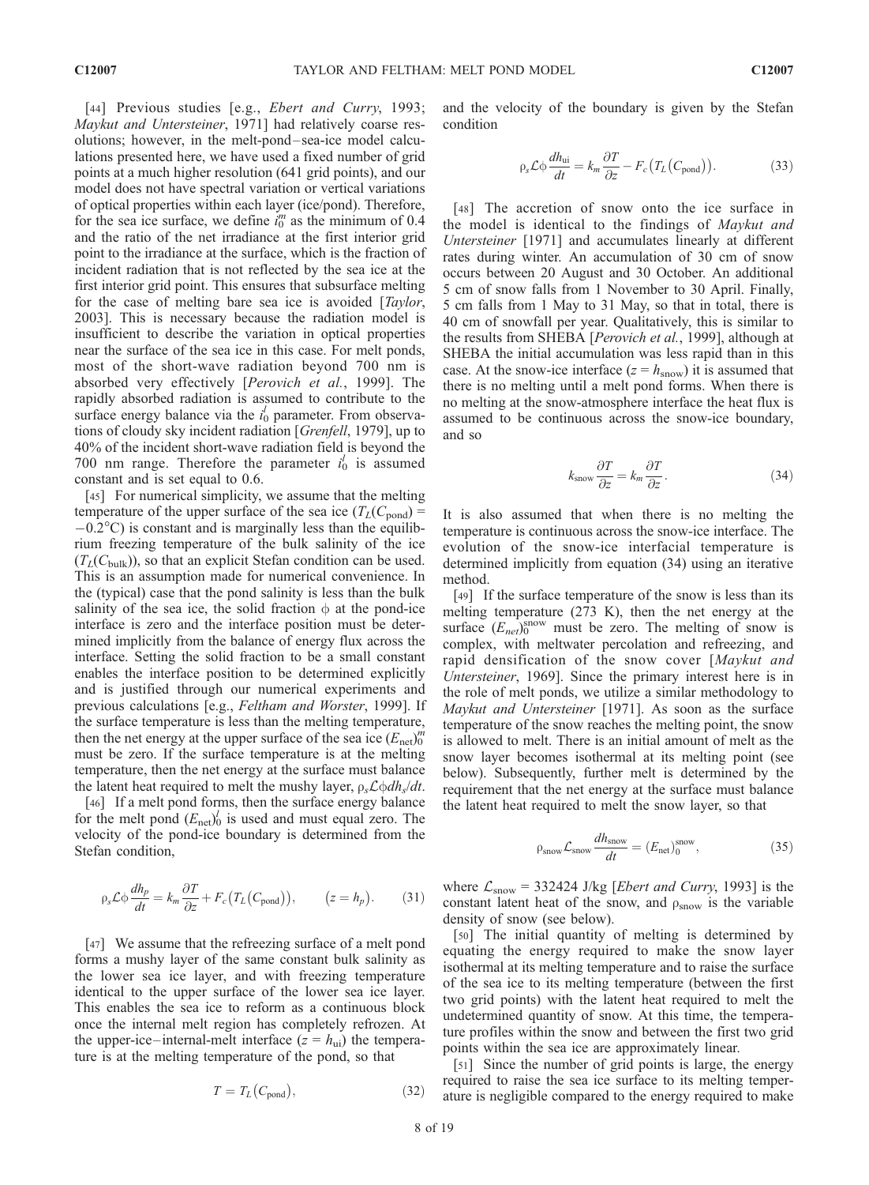[44] Previous studies [e.g., *Ebert and Curry*, 1993; *Maykut and Untersteiner*, 1971] had relatively coarse resolutions; however, in the melt-pond–sea-ice model calculations presented here, we have used a fixed number of grid points at a much higher resolution (641 grid points), and our model does not have spectral variation or vertical variations of optical properties within each layer (ice/pond). Therefore, for the sea ice surface, we define $i_0^m$ as the minimum of 0.4 and the ratio of the net irradiance at the first interior grid point to the irradiance at the surface, which is the fraction of incident radiation that is not reflected by the sea ice at the first interior grid point. This ensures that subsurface melting for the case of melting bare sea ice is avoided [*Taylor*, 2003]. This is necessary because the radiation model is insufficient to describe the variation in optical properties near the surface of the sea ice in this case. For melt ponds, most of the short-wave radiation beyond 700 nm is absorbed very effectively [*Perovich et al.*, 1999]. The rapidly absorbed radiation is assumed to contribute to the surface energy balance via the $i_0^l$ parameter. From observations of cloudy sky incident radiation [*Grenfell*, 1979], up to 40% of the incident short-wave radiation field is beyond the 700 nm range. Therefore the parameter $i_0^l$ is assumed constant and is set equal to 0.6.

[45] For numerical simplicity, we assume that the melting temperature of the upper surface of the sea ice ($T_L(C_{\text{pond}}) = -0.2°\text{C}$) is constant and is marginally less than the equilibrium freezing temperature of the bulk salinity of the ice ($T_L(C_{\text{bulk}})$), so that an explicit Stefan condition can be used. This is an assumption made for numerical convenience. In the (typical) case that the pond salinity is less than the bulk salinity of the sea ice, the solid fraction $\phi$ at the pond-ice interface is zero and the interface position must be determined implicitly from the balance of energy flux across the interface. Setting the solid fraction to be a small constant enables the interface position to be determined explicitly and is justified through our numerical experiments and previous calculations [e.g., *Feltham and Worster*, 1999]. If the surface temperature is less than the melting temperature, then the net energy at the upper surface of the sea ice $(E_{\text{net}})_0^m$ must be zero. If the surface temperature is at the melting temperature, then the net energy at the surface must balance the latent heat required to melt the mushy layer, $\rho_s \mathcal{L} \phi dh_s/dt$.

[46] If a melt pond forms, then the surface energy balance for the melt pond $(E_{\text{net}})_0^l$ is used and must equal zero. The velocity of the pond-ice boundary is determined from the Stefan condition,

$$\rho_s \mathcal{L} \phi \frac{dh_p}{dt} = k_m \frac{\partial T}{\partial z} + F_c\big(T_L(C_{\text{pond}})\big), \qquad (z = h_p). \tag{31}$$

[47] We assume that the refreezing surface of a melt pond forms a mushy layer of the same constant bulk salinity as the lower sea ice layer, and with freezing temperature identical to the upper surface of the lower sea ice layer. This enables the sea ice to reform as a continuous block once the internal melt region has completely refrozen. At the upper-ice–internal-melt interface ($z = h_{\text{ui}}$) the temperature is at the melting temperature of the pond, so that

$$T = T_L(C_{\text{pond}}), \tag{32}$$

and the velocity of the boundary is given by the Stefan condition

$$\rho_s \mathcal{L} \phi \frac{dh_{\text{ui}}}{dt} = k_m \frac{\partial T}{\partial z} - F_c\big(T_L(C_{\text{pond}})\big). \tag{33}$$

[48] The accretion of snow onto the ice surface in the model is identical to the findings of *Maykut and Untersteiner* [1971] and accumulates linearly at different rates during winter. An accumulation of 30 cm of snow occurs between 20 August and 30 October. An additional 5 cm of snow falls from 1 November to 30 April. Finally, 5 cm falls from 1 May to 31 May, so that in total, there is 40 cm of snowfall per year. Qualitatively, this is similar to the results from SHEBA [*Perovich et al.*, 1999], although at SHEBA the initial accumulation was less rapid than in this case. At the snow-ice interface ($z = h_{\text{snow}}$) it is assumed that there is no melting until a melt pond forms. When there is no melting at the snow-atmosphere interface the heat flux is assumed to be continuous across the snow-ice boundary, and so

$$k_{\text{snow}} \frac{\partial T}{\partial z} = k_m \frac{\partial T}{\partial z}. \tag{34}$$

It is also assumed that when there is no melting the temperature is continuous across the snow-ice interface. The evolution of the snow-ice interfacial temperature is determined implicitly from equation (34) using an iterative method.

[49] If the surface temperature of the snow is less than its melting temperature (273 K), then the net energy at the surface $(E_{net})_0^{\text{snow}}$ must be zero. The melting of snow is complex, with meltwater percolation and refreezing, and rapid densification of the snow cover [*Maykut and Untersteiner*, 1969]. Since the primary interest here is in the role of melt ponds, we utilize a similar methodology to *Maykut and Untersteiner* [1971]. As soon as the surface temperature of the snow reaches the melting point, the snow is allowed to melt. There is an initial amount of melt as the snow layer becomes isothermal at its melting point (see below). Subsequently, further melt is determined by the requirement that the net energy at the surface must balance the latent heat required to melt the snow layer, so that

$$\rho_{\text{snow}} \mathcal{L}_{\text{snow}} \frac{dh_{\text{snow}}}{dt} = (E_{\text{net}})_0^{\text{snow}}, \tag{35}$$

where $\mathcal{L}_{\text{snow}} = 332424$ J/kg [*Ebert and Curry*, 1993] is the constant latent heat of the snow, and $\rho_{\text{snow}}$ is the variable density of snow (see below).

[50] The initial quantity of melting is determined by equating the energy required to make the snow layer isothermal at its melting temperature and to raise the surface of the sea ice to its melting temperature (between the first two grid points) with the latent heat required to melt the undetermined quantity of snow. At this time, the temperature profiles within the snow and between the first two grid points within the sea ice are approximately linear.

[51] Since the number of grid points is large, the energy required to raise the sea ice surface to its melting temperature is negligible compared to the energy required to make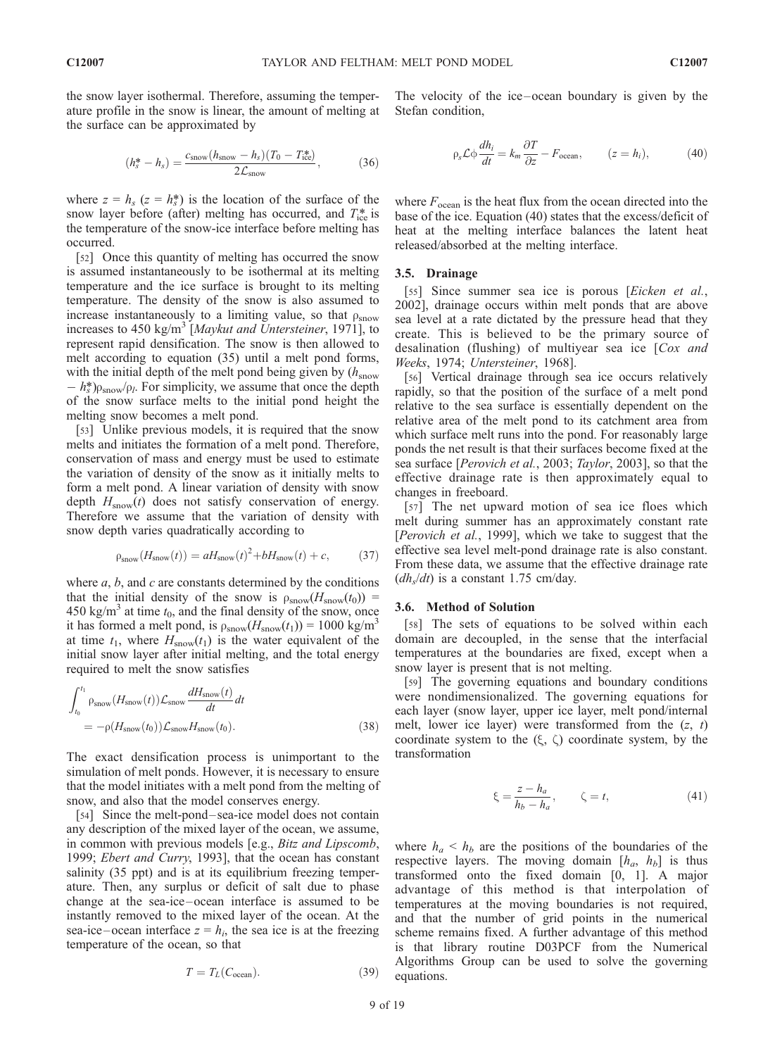the snow layer isothermal. Therefore, assuming the temperature profile in the snow is linear, the amount of melting at the surface can be approximated by

$$(h_s^* - h_s) = \frac{c_{\text{snow}}(h_{\text{snow}} - h_s)(T_0 - T_{\text{ice}}^*)}{2\mathcal{L}_{\text{snow}}}, \tag{36}$$

where $z = h_s$ ($z = h_s^*$) is the location of the surface of the snow layer before (after) melting has occurred, and $T_{\text{ice}}^*$ is the temperature of the snow-ice interface before melting has occurred.

[52] Once this quantity of melting has occurred the snow is assumed instantaneously to be isothermal at its melting temperature and the ice surface is brought to its melting temperature. The density of the snow is also assumed to increase instantaneously to a limiting value, so that $\rho_{\text{snow}}$ increases to 450 kg/m$^3$ [*Maykut and Untersteiner*, 1971], to represent rapid densification. The snow is then allowed to melt according to equation (35) until a melt pond forms, with the initial depth of the melt pond being given by $(h_{\text{snow}} - h_s^*)\rho_{\text{snow}}/\rho_l$. For simplicity, we assume that once the depth of the snow surface melts to the initial pond height the melting snow becomes a melt pond.

[53] Unlike previous models, it is required that the snow melts and initiates the formation of a melt pond. Therefore, conservation of mass and energy must be used to estimate the variation of density of the snow as it initially melts to form a melt pond. A linear variation of density with snow depth $H_{\text{snow}}(t)$ does not satisfy conservation of energy. Therefore we assume that the variation of density with snow depth varies quadratically according to

$$\rho_{\text{snow}}(H_{\text{snow}}(t)) = aH_{\text{snow}}(t)^2 + bH_{\text{snow}}(t) + c, \tag{37}$$

where $a$, $b$, and $c$ are constants determined by the conditions that the initial density of the snow is $\rho_{\text{snow}}(H_{\text{snow}}(t_0)) = 450$ kg/m$^3$ at time $t_0$, and the final density of the snow, once it has formed a melt pond, is $\rho_{\text{snow}}(H_{\text{snow}}(t_1)) = 1000$ kg/m$^3$ at time $t_1$, where $H_{\text{snow}}(t_1)$ is the water equivalent of the initial snow layer after initial melting, and the total energy required to melt the snow satisfies

$$\int_{t_0}^{t_1} \rho_{\text{snow}}(H_{\text{snow}}(t))\mathcal{L}_{\text{snow}}\frac{dH_{\text{snow}}(t)}{dt}dt = -\rho(H_{\text{snow}}(t_0))\mathcal{L}_{\text{snow}}H_{\text{snow}}(t_0). \tag{38}$$

The exact densification process is unimportant to the simulation of melt ponds. However, it is necessary to ensure that the model initiates with a melt pond from the melting of snow, and also that the model conserves energy.

[54] Since the melt-pond–sea-ice model does not contain any description of the mixed layer of the ocean, we assume, in common with previous models [e.g., *Bitz and Lipscomb*, 1999; *Ebert and Curry*, 1993], that the ocean has constant salinity (35 ppt) and is at its equilibrium freezing temperature. Then, any surplus or deficit of salt due to phase change at the sea-ice–ocean interface is assumed to be instantly removed to the mixed layer of the ocean. At the sea-ice–ocean interface $z = h_i$, the sea ice is at the freezing temperature of the ocean, so that

$$T = T_L(C_{\text{ocean}}). \tag{39}$$

The velocity of the ice–ocean boundary is given by the Stefan condition,

$$\rho_s\mathcal{L}\phi\frac{dh_i}{dt} = k_m\frac{\partial T}{\partial z} - F_{\text{ocean}}, \qquad (z = h_i), \tag{40}$$

where $F_{\text{ocean}}$ is the heat flux from the ocean directed into the base of the ice. Equation (40) states that the excess/deficit of heat at the melting interface balances the latent heat released/absorbed at the melting interface.

### 3.5. Drainage

[55] Since summer sea ice is porous [*Eicken et al.*, 2002], drainage occurs within melt ponds that are above sea level at a rate dictated by the pressure head that they create. This is believed to be the primary source of desalination (flushing) of multiyear sea ice [*Cox and Weeks*, 1974; *Untersteiner*, 1968].

[56] Vertical drainage through sea ice occurs relatively rapidly, so that the position of the surface of a melt pond relative to the sea surface is essentially dependent on the relative area of the melt pond to its catchment area from which surface melt runs into the pond. For reasonably large ponds the net result is that their surfaces become fixed at the sea surface [*Perovich et al.*, 2003; *Taylor*, 2003], so that the effective drainage rate is then approximately equal to changes in freeboard.

[57] The net upward motion of sea ice floes which melt during summer has an approximately constant rate [*Perovich et al.*, 1999], which we take to suggest that the effective sea level melt-pond drainage rate is also constant. From these data, we assume that the effective drainage rate $(dh_s/dt)$ is a constant 1.75 cm/day.

### 3.6. Method of Solution

[58] The sets of equations to be solved within each domain are decoupled, in the sense that the interfacial temperatures at the boundaries are fixed, except when a snow layer is present that is not melting.

[59] The governing equations and boundary conditions were nondimensionalized. The governing equations for each layer (snow layer, upper ice layer, melt pond/internal melt, lower ice layer) were transformed from the $(z, t)$ coordinate system to the $(\xi, \zeta)$ coordinate system, by the transformation

$$\xi = \frac{z - h_a}{h_b - h_a}, \qquad \zeta = t, \tag{41}$$

where $h_a < h_b$ are the positions of the boundaries of the respective layers. The moving domain $[h_a, h_b]$ is thus transformed onto the fixed domain [0, 1]. A major advantage of this method is that interpolation of temperatures at the moving boundaries is not required, and that the number of grid points in the numerical scheme remains fixed. A further advantage of this method is that library routine D03PCF from the Numerical Algorithms Group can be used to solve the governing equations.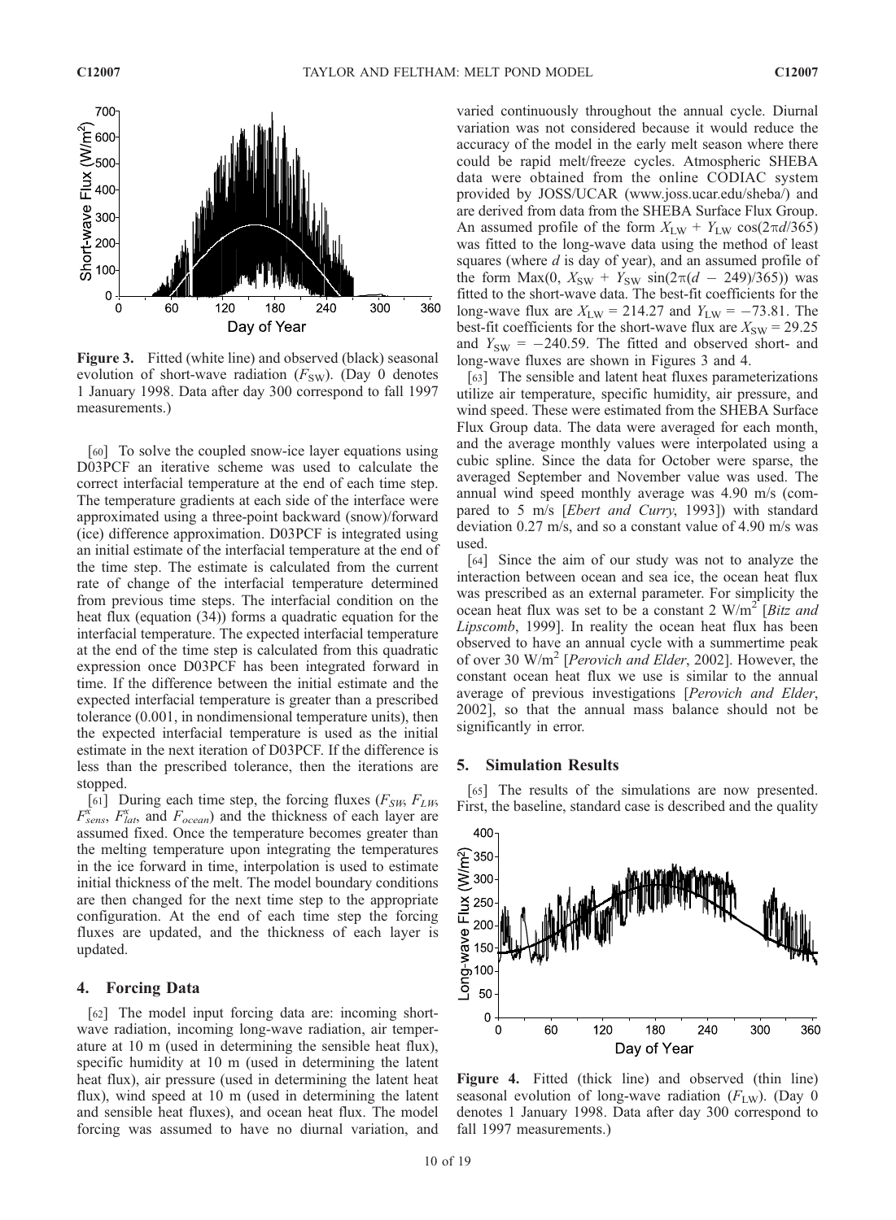Figure 3. Fitted (white line) and observed (black) seasonal evolution of short-wave radiation ($F_{SW}$). (Day 0 denotes 1 January 1998. Data after day 300 correspond to fall 1997 measurements.)

[60] To solve the coupled snow-ice layer equations using D03PCF an iterative scheme was used to calculate the correct interfacial temperature at the end of each time step. The temperature gradients at each side of the interface were approximated using a three-point backward (snow)/forward (ice) difference approximation. D03PCF is integrated using an initial estimate of the interfacial temperature at the end of the time step. The estimate is calculated from the current rate of change of the interfacial temperature determined from previous time steps. The interfacial condition on the heat flux (equation (34)) forms a quadratic equation for the interfacial temperature. The expected interfacial temperature at the end of the time step is calculated from this quadratic expression once D03PCF has been integrated forward in time. If the difference between the initial estimate and the expected interfacial temperature is greater than a prescribed tolerance (0.001, in nondimensional temperature units), then the expected interfacial temperature is used as the initial estimate in the next iteration of D03PCF. If the difference is less than the prescribed tolerance, then the iterations are stopped.

[61] During each time step, the forcing fluxes ($F_{SW}$, $F_{LW}$, $F^{x}_{sens}$, $F^{x}_{lat}$, and $F_{ocean}$) and the thickness of each layer are assumed fixed. Once the temperature becomes greater than the melting temperature upon integrating the temperatures in the ice forward in time, interpolation is used to estimate initial thickness of the melt. The model boundary conditions are then changed for the next time step to the appropriate configuration. At the end of each time step the forcing fluxes are updated, and the thickness of each layer is updated.

## 4. Forcing Data

[62] The model input forcing data are: incoming short-wave radiation, incoming long-wave radiation, air temperature at 10 m (used in determining the sensible heat flux), specific humidity at 10 m (used in determining the latent heat flux), air pressure (used in determining the latent heat flux), wind speed at 10 m (used in determining the latent and sensible heat fluxes), and ocean heat flux. The model forcing was assumed to have no diurnal variation, and varied continuously throughout the annual cycle. Diurnal variation was not considered because it would reduce the accuracy of the model in the early melt season where there could be rapid melt/freeze cycles. Atmospheric SHEBA data were obtained from the online CODIAC system provided by JOSS/UCAR (www.joss.ucar.edu/sheba/) and are derived from data from the SHEBA Surface Flux Group. An assumed profile of the form $X_{LW} + Y_{LW}\cos(2\pi d/365)$ was fitted to the long-wave data using the method of least squares (where $d$ is day of year), and an assumed profile of the form $\mathrm{Max}(0, X_{SW} + Y_{SW}\sin(2\pi(d - 249)/365))$ was fitted to the short-wave data. The best-fit coefficients for the long-wave flux are $X_{LW} = 214.27$ and $Y_{LW} = -73.81$. The best-fit coefficients for the short-wave flux are $X_{SW} = 29.25$ and $Y_{SW} = -240.59$. The fitted and observed short- and long-wave fluxes are shown in Figures 3 and 4.

[63] The sensible and latent heat fluxes parameterizations utilize air temperature, specific humidity, air pressure, and wind speed. These were estimated from the SHEBA Surface Flux Group data. The data were averaged for each month, and the average monthly values were interpolated using a cubic spline. Since the data for October were sparse, the averaged September and November value was used. The annual wind speed monthly average was 4.90 m/s (compared to 5 m/s [*Ebert and Curry*, 1993]) with standard deviation 0.27 m/s, and so a constant value of 4.90 m/s was used.

[64] Since the aim of our study was not to analyze the interaction between ocean and sea ice, the ocean heat flux was prescribed as an external parameter. For simplicity the ocean heat flux was set to be a constant 2 W/m$^2$ [*Bitz and Lipscomb*, 1999]. In reality the ocean heat flux has been observed to have an annual cycle with a summertime peak of over 30 W/m$^2$ [*Perovich and Elder*, 2002]. However, the constant ocean heat flux we use is similar to the annual average of previous investigations [*Perovich and Elder*, 2002], so that the annual mass balance should not be significantly in error.

## 5. Simulation Results

[65] The results of the simulations are now presented. First, the baseline, standard case is described and the quality

Figure 4. Fitted (thick line) and observed (thin line) seasonal evolution of long-wave radiation ($F_{LW}$). (Day 0 denotes 1 January 1998. Data after day 300 correspond to fall 1997 measurements.)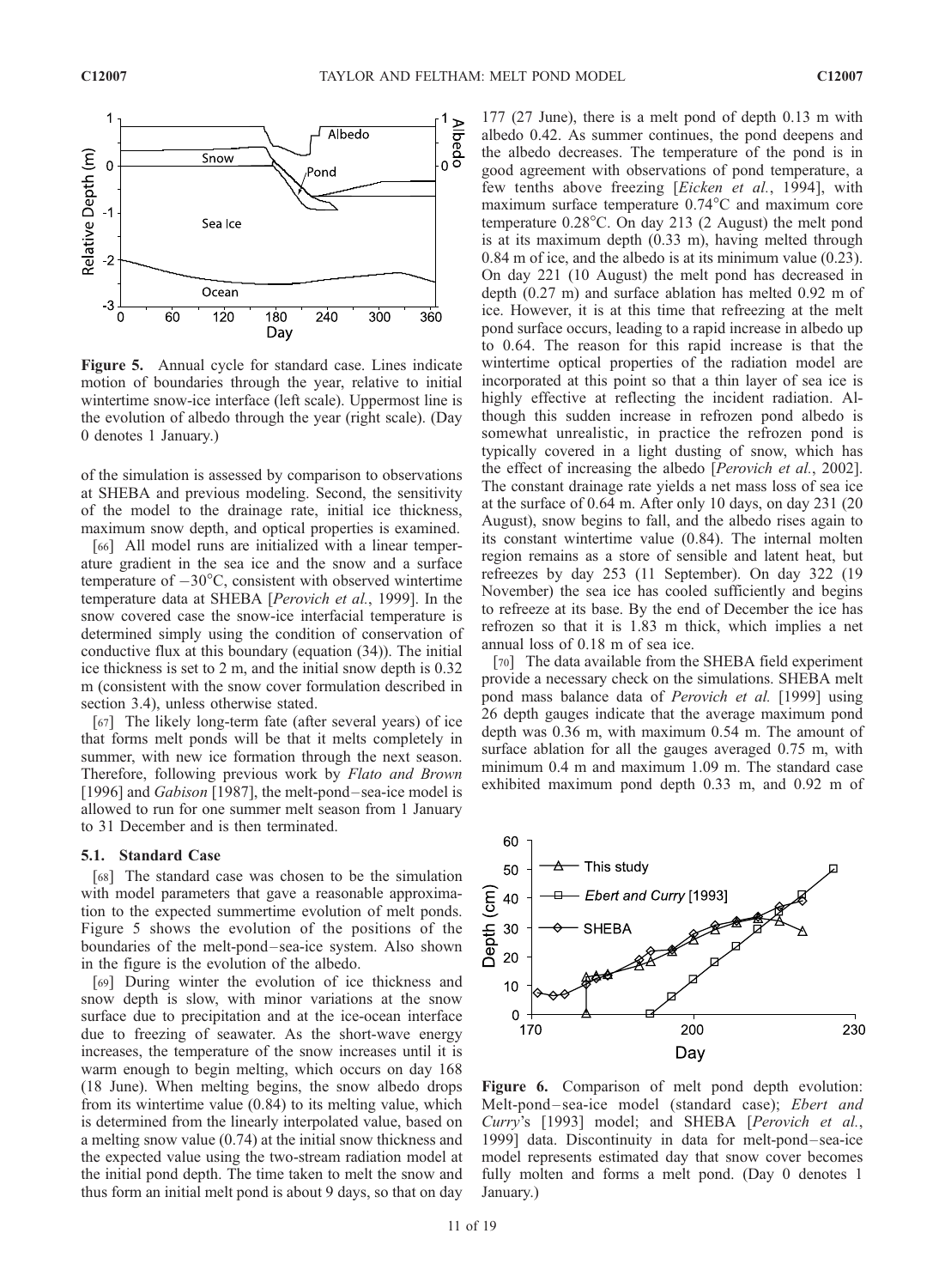**Figure 5.** Annual cycle for standard case. Lines indicate motion of boundaries through the year, relative to initial wintertime snow-ice interface (left scale). Uppermost line is the evolution of albedo through the year (right scale). (Day 0 denotes 1 January.)

of the simulation is assessed by comparison to observations at SHEBA and previous modeling. Second, the sensitivity of the model to the drainage rate, initial ice thickness, maximum snow depth, and optical properties is examined.

[66] All model runs are initialized with a linear temperature gradient in the sea ice and the snow and a surface temperature of $-30°C$, consistent with observed wintertime temperature data at SHEBA [*Perovich et al.*, 1999]. In the snow covered case the snow-ice interfacial temperature is determined simply using the condition of conservation of conductive flux at this boundary (equation (34)). The initial ice thickness is set to 2 m, and the initial snow depth is 0.32 m (consistent with the snow cover formulation described in section 3.4), unless otherwise stated.

[67] The likely long-term fate (after several years) of ice that forms melt ponds will be that it melts completely in summer, with new ice formation through the next season. Therefore, following previous work by *Flato and Brown* [1996] and *Gabison* [1987], the melt-pond–sea-ice model is allowed to run for one summer melt season from 1 January to 31 December and is then terminated.

### 5.1. Standard Case

[68] The standard case was chosen to be the simulation with model parameters that gave a reasonable approximation to the expected summertime evolution of melt ponds. Figure 5 shows the evolution of the positions of the boundaries of the melt-pond–sea-ice system. Also shown in the figure is the evolution of the albedo.

[69] During winter the evolution of ice thickness and snow depth is slow, with minor variations at the snow surface due to precipitation and at the ice-ocean interface due to freezing of seawater. As the short-wave energy increases, the temperature of the snow increases until it is warm enough to begin melting, which occurs on day 168 (18 June). When melting begins, the snow albedo drops from its wintertime value (0.84) to its melting value, which is determined from the linearly interpolated value, based on a melting snow value (0.74) at the initial snow thickness and the expected value using the two-stream radiation model at the initial pond depth. The time taken to melt the snow and thus form an initial melt pond is about 9 days, so that on day 177 (27 June), there is a melt pond of depth 0.13 m with albedo 0.42. As summer continues, the pond deepens and the albedo decreases. The temperature of the pond is in good agreement with observations of pond temperature, a few tenths above freezing [*Eicken et al.*, 1994], with maximum surface temperature 0.74°C and maximum core temperature 0.28°C. On day 213 (2 August) the melt pond is at its maximum depth (0.33 m), having melted through 0.84 m of ice, and the albedo is at its minimum value (0.23). On day 221 (10 August) the melt pond has decreased in depth (0.27 m) and surface ablation has melted 0.92 m of ice. However, it is at this time that refreezing at the melt pond surface occurs, leading to a rapid increase in albedo up to 0.64. The reason for this rapid increase is that the wintertime optical properties of the radiation model are incorporated at this point so that a thin layer of sea ice is highly effective at reflecting the incident radiation. Although this sudden increase in refrozen pond albedo is somewhat unrealistic, in practice the refrozen pond is typically covered in a light dusting of snow, which has the effect of increasing the albedo [*Perovich et al.*, 2002]. The constant drainage rate yields a net mass loss of sea ice at the surface of 0.64 m. After only 10 days, on day 231 (20 August), snow begins to fall, and the albedo rises again to its constant wintertime value (0.84). The internal molten region remains as a store of sensible and latent heat, but refreezes by day 253 (11 September). On day 322 (19 November) the sea ice has cooled sufficiently and begins to refreeze at its base. By the end of December the ice has refrozen so that it is 1.83 m thick, which implies a net annual loss of 0.18 m of sea ice.

[70] The data available from the SHEBA field experiment provide a necessary check on the simulations. SHEBA melt pond mass balance data of *Perovich et al.* [1999] using 26 depth gauges indicate that the average maximum pond depth was 0.36 m, with maximum 0.54 m. The amount of surface ablation for all the gauges averaged 0.75 m, with minimum 0.4 m and maximum 1.09 m. The standard case exhibited maximum pond depth 0.33 m, and 0.92 m of

**Figure 6.** Comparison of melt pond depth evolution: Melt-pond–sea-ice model (standard case); *Ebert and Curry*'s [1993] model; and SHEBA [*Perovich et al.*, 1999] data. Discontinuity in data for melt-pond–sea-ice model represents estimated day that snow cover becomes fully molten and forms a melt pond. (Day 0 denotes 1 January.)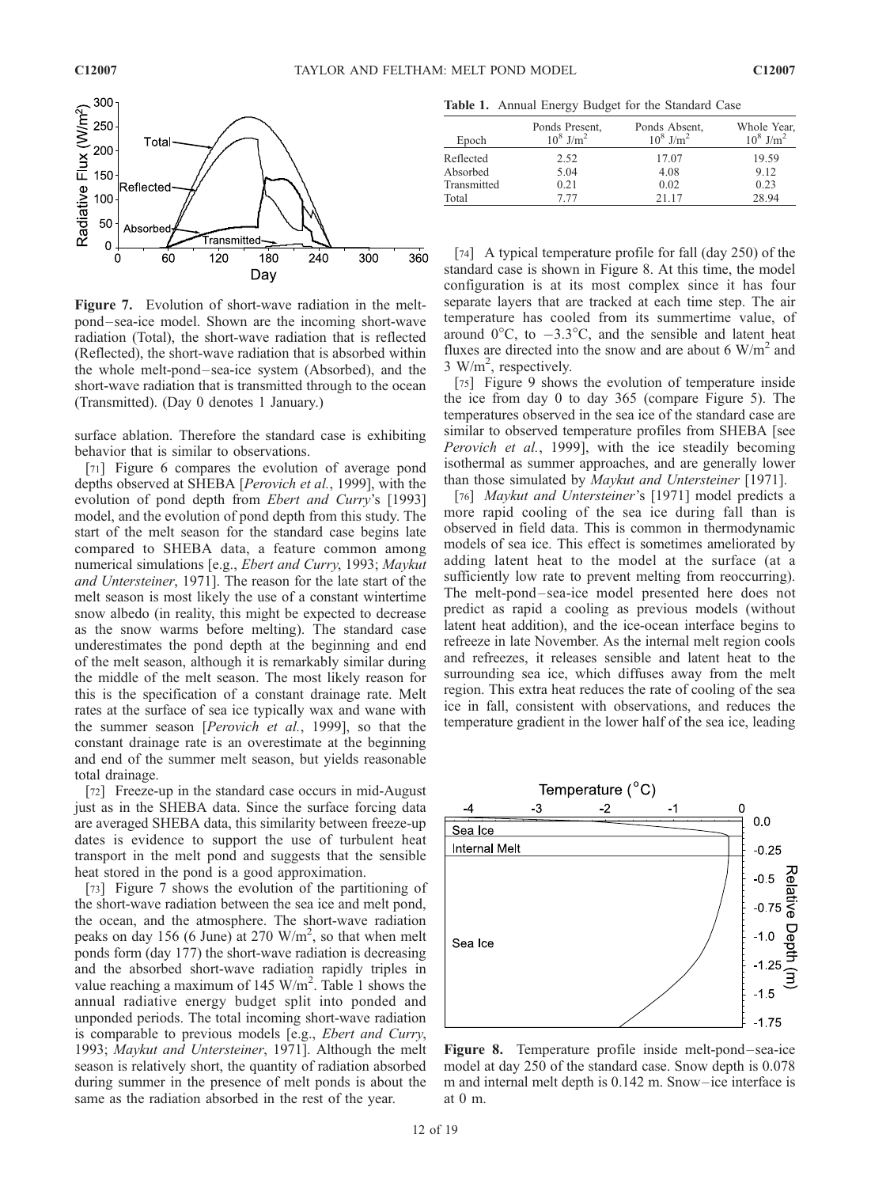Figure 7. Evolution of short-wave radiation in the melt-pond–sea-ice model. Shown are the incoming short-wave radiation (Total), the short-wave radiation that is reflected (Reflected), the short-wave radiation that is absorbed within the whole melt-pond–sea-ice system (Absorbed), and the short-wave radiation that is transmitted through to the ocean (Transmitted). (Day 0 denotes 1 January.)

surface ablation. Therefore the standard case is exhibiting behavior that is similar to observations.

[71] Figure 6 compares the evolution of average pond depths observed at SHEBA [*Perovich et al.*, 1999], with the evolution of pond depth from *Ebert and Curry*'s [1993] model, and the evolution of pond depth from this study. The start of the melt season for the standard case begins late compared to SHEBA data, a feature common among numerical simulations [e.g., *Ebert and Curry*, 1993; *Maykut and Untersteiner*, 1971]. The reason for the late start of the melt season is most likely the use of a constant wintertime snow albedo (in reality, this might be expected to decrease as the snow warms before melting). The standard case underestimates the pond depth at the beginning and end of the melt season, although it is remarkably similar during the middle of the melt season. The most likely reason for this is the specification of a constant drainage rate. Melt rates at the surface of sea ice typically wax and wane with the summer season [*Perovich et al.*, 1999], so that the constant drainage rate is an overestimate at the beginning and end of the summer melt season, but yields reasonable total drainage.

[72] Freeze-up in the standard case occurs in mid-August just as in the SHEBA data. Since the surface forcing data are averaged SHEBA data, this similarity between freeze-up dates is evidence to support the use of turbulent heat transport in the melt pond and suggests that the sensible heat stored in the pond is a good approximation.

[73] Figure 7 shows the evolution of the partitioning of the short-wave radiation between the sea ice and melt pond, the ocean, and the atmosphere. The short-wave radiation peaks on day 156 (6 June) at 270 W/m$^2$, so that when melt ponds form (day 177) the short-wave radiation is decreasing and the absorbed short-wave radiation rapidly triples in value reaching a maximum of 145 W/m$^2$. Table 1 shows the annual radiative energy budget split into ponded and unponded periods. The total incoming short-wave radiation is comparable to previous models [e.g., *Ebert and Curry*, 1993; *Maykut and Untersteiner*, 1971]. Although the melt season is relatively short, the quantity of radiation absorbed during summer in the presence of melt ponds is about the same as the radiation absorbed in the rest of the year.

**Table 1.** Annual Energy Budget for the Standard Case

| Epoch | Ponds Present, $10^8$ J/m$^2$ | Ponds Absent, $10^8$ J/m$^2$ | Whole Year, $10^8$ J/m$^2$ |
|---|---|---|---|
| Reflected | 2.52 | 17.07 | 19.59 |
| Absorbed | 5.04 | 4.08 | 9.12 |
| Transmitted | 0.21 | 0.02 | 0.23 |
| Total | 7.77 | 21.17 | 28.94 |

[74] A typical temperature profile for fall (day 250) of the standard case is shown in Figure 8. At this time, the model configuration is at its most complex since it has four separate layers that are tracked at each time step. The air temperature has cooled from its summertime value, of around 0°C, to −3.3°C, and the sensible and latent heat fluxes are directed into the snow and are about 6 W/m$^2$ and 3 W/m$^2$, respectively.

[75] Figure 9 shows the evolution of temperature inside the ice from day 0 to day 365 (compare Figure 5). The temperatures observed in the sea ice of the standard case are similar to observed temperature profiles from SHEBA [see *Perovich et al.*, 1999], with the ice steadily becoming isothermal as summer approaches, and are generally lower than those simulated by *Maykut and Untersteiner* [1971].

[76] *Maykut and Untersteiner*'s [1971] model predicts a more rapid cooling of the sea ice during fall than is observed in field data. This is common in thermodynamic models of sea ice. This effect is sometimes ameliorated by adding latent heat to the model at the surface (at a sufficiently low rate to prevent melting from reoccurring). The melt-pond–sea-ice model presented here does not predict as rapid a cooling as previous models (without latent heat addition), and the ice-ocean interface begins to refreeze in late November. As the internal melt region cools and refreezes, it releases sensible and latent heat to the surrounding sea ice, which diffuses away from the melt region. This extra heat reduces the rate of cooling of the sea ice in fall, consistent with observations, and reduces the temperature gradient in the lower half of the sea ice, leading

Figure 8. Temperature profile inside melt-pond–sea-ice model at day 250 of the standard case. Snow depth is 0.078 m and internal melt depth is 0.142 m. Snow–ice interface is at 0 m.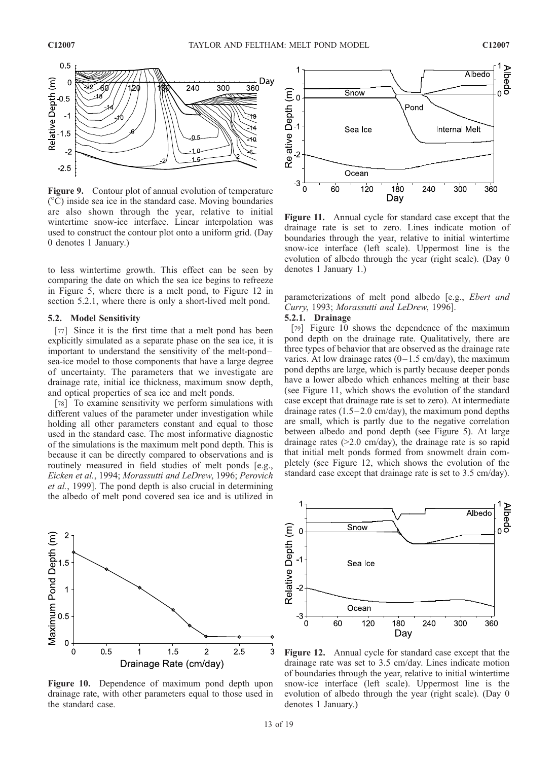**Figure 9.** Contour plot of annual evolution of temperature (°C) inside sea ice in the standard case. Moving boundaries are also shown through the year, relative to initial wintertime snow-ice interface. Linear interpolation was used to construct the contour plot onto a uniform grid. (Day 0 denotes 1 January.)

to less wintertime growth. This effect can be seen by comparing the date on which the sea ice begins to refreeze in Figure 5, where there is a melt pond, to Figure 12 in section 5.2.1, where there is only a short-lived melt pond.

## 5.2. Model Sensitivity

[77] Since it is the first time that a melt pond has been explicitly simulated as a separate phase on the sea ice, it is important to understand the sensitivity of the melt-pond–sea-ice model to those components that have a large degree of uncertainty. The parameters that we investigate are drainage rate, initial ice thickness, maximum snow depth, and optical properties of sea ice and melt ponds.

[78] To examine sensitivity we perform simulations with different values of the parameter under investigation while holding all other parameters constant and equal to those used in the standard case. The most informative diagnostic of the simulations is the maximum melt pond depth. This is because it can be directly compared to observations and is routinely measured in field studies of melt ponds [e.g., *Eicken et al.*, 1994; *Morassutti and LeDrew*, 1996; *Perovich et al.*, 1999]. The pond depth is also crucial in determining the albedo of melt pond covered sea ice and is utilized in parameterizations of melt pond albedo [e.g., *Ebert and Curry*, 1993; *Morassutti and LeDrew*, 1996].

**Figure 11.** Annual cycle for standard case except that the drainage rate is set to zero. Lines indicate motion of boundaries through the year, relative to initial wintertime snow-ice interface (left scale). Uppermost line is the evolution of albedo through the year (right scale). (Day 0 denotes 1 January 1.)

### 5.2.1. Drainage

[79] Figure 10 shows the dependence of the maximum pond depth on the drainage rate. Qualitatively, there are three types of behavior that are observed as the drainage rate varies. At low drainage rates (0–1.5 cm/day), the maximum pond depths are large, which is partly because deeper ponds have a lower albedo which enhances melting at their base (see Figure 11, which shows the evolution of the standard case except that drainage rate is set to zero). At intermediate drainage rates (1.5–2.0 cm/day), the maximum pond depths are small, which is partly due to the negative correlation between albedo and pond depth (see Figure 5). At large drainage rates (>2.0 cm/day), the drainage rate is so rapid that initial melt ponds formed from snowmelt drain completely (see Figure 12, which shows the evolution of the standard case except that drainage rate is set to 3.5 cm/day).

**Figure 10.** Dependence of maximum pond depth upon drainage rate, with other parameters equal to those used in the standard case.

**Figure 12.** Annual cycle for standard case except that the drainage rate was set to 3.5 cm/day. Lines indicate motion of boundaries through the year, relative to initial wintertime snow-ice interface (left scale). Uppermost line is the evolution of albedo through the year (right scale). (Day 0 denotes 1 January.)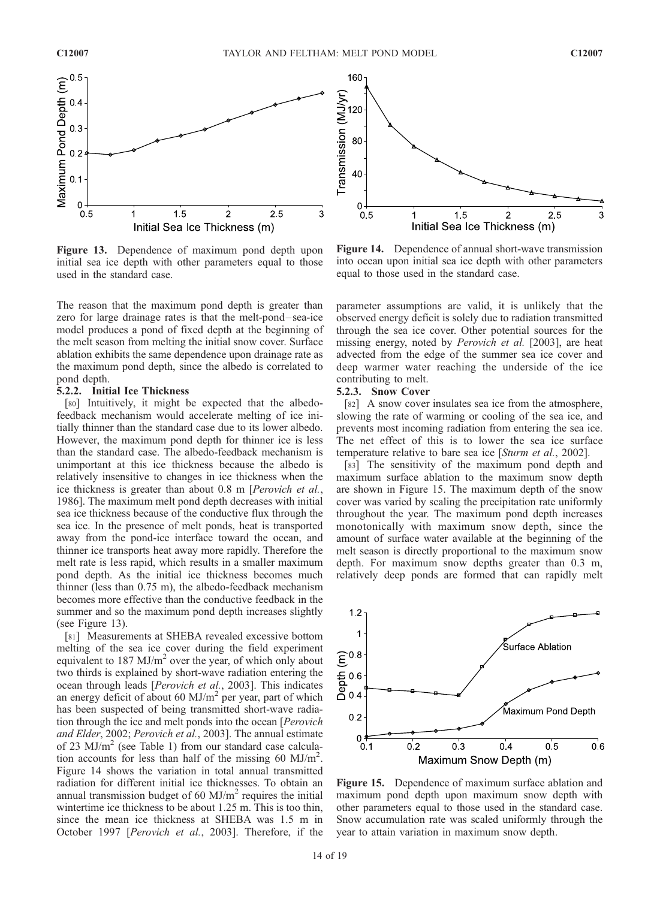The reason that the maximum pond depth is greater than zero for large drainage rates is that the melt-pond–sea-ice model produces a pond of fixed depth at the beginning of the melt season from melting the initial snow cover. Surface ablation exhibits the same dependence upon drainage rate as the maximum pond depth, since the albedo is correlated to pond depth.

#### 5.2.2. Initial Ice Thickness

[80] Intuitively, it might be expected that the albedo-feedback mechanism would accelerate melting of ice initially thinner than the standard case due to its lower albedo. However, the maximum pond depth for thinner ice is less than the standard case. The albedo-feedback mechanism is unimportant at this ice thickness because the albedo is relatively insensitive to changes in ice thickness when the ice thickness is greater than about 0.8 m [*Perovich et al.*, 1986]. The maximum melt pond depth decreases with initial sea ice thickness because of the conductive flux through the sea ice. In the presence of melt ponds, heat is transported away from the pond-ice interface toward the ocean, and thinner ice transports heat away more rapidly. Therefore the melt rate is less rapid, which results in a smaller maximum pond depth. As the initial ice thickness becomes much thinner (less than 0.75 m), the albedo-feedback mechanism becomes more effective than the conductive feedback in the summer and so the maximum pond depth increases slightly (see Figure 13).

Figure 13. Dependence of maximum pond depth upon initial sea ice depth with other parameters equal to those used in the standard case.

[81] Measurements at SHEBA revealed excessive bottom melting of the sea ice cover during the field experiment equivalent to 187 MJ/m$^2$ over the year, of which only about two thirds is explained by short-wave radiation entering the ocean through leads [*Perovich et al.*, 2003]. This indicates an energy deficit of about 60 MJ/m$^2$ per year, part of which has been suspected of being transmitted short-wave radiation through the ice and melt ponds into the ocean [*Perovich and Elder*, 2002; *Perovich et al.*, 2003]. The annual estimate of 23 MJ/m$^2$ (see Table 1) from our standard case calculation accounts for less than half of the missing 60 MJ/m$^2$. Figure 14 shows the variation in total annual transmitted radiation for different initial ice thicknesses. To obtain an annual transmission budget of 60 MJ/m$^2$ requires the initial wintertime ice thickness to be about 1.25 m. This is too thin, since the mean ice thickness at SHEBA was 1.5 m in October 1997 [*Perovich et al.*, 2003]. Therefore, if the parameter assumptions are valid, it is unlikely that the observed energy deficit is solely due to radiation transmitted through the sea ice cover. Other potential sources for the missing energy, noted by *Perovich et al.* [2003], are heat advected from the edge of the summer sea ice cover and deep warmer water reaching the underside of the ice contributing to melt.

Figure 14. Dependence of annual short-wave transmission into ocean upon initial sea ice depth with other parameters equal to those used in the standard case.

#### 5.2.3. Snow Cover

[82] A snow cover insulates sea ice from the atmosphere, slowing the rate of warming or cooling of the sea ice, and prevents most incoming radiation from entering the sea ice. The net effect of this is to lower the sea ice surface temperature relative to bare sea ice [*Sturm et al.*, 2002].

[83] The sensitivity of the maximum pond depth and maximum surface ablation to the maximum snow depth are shown in Figure 15. The maximum depth of the snow cover was varied by scaling the precipitation rate uniformly throughout the year. The maximum pond depth increases monotonically with maximum snow depth, since the amount of surface water available at the beginning of the melt season is directly proportional to the maximum snow depth. For maximum snow depths greater than 0.3 m, relatively deep ponds are formed that can rapidly melt

Figure 15. Dependence of maximum surface ablation and maximum pond depth upon maximum snow depth with other parameters equal to those used in the standard case. Snow accumulation rate was scaled uniformly through the year to attain variation in maximum snow depth.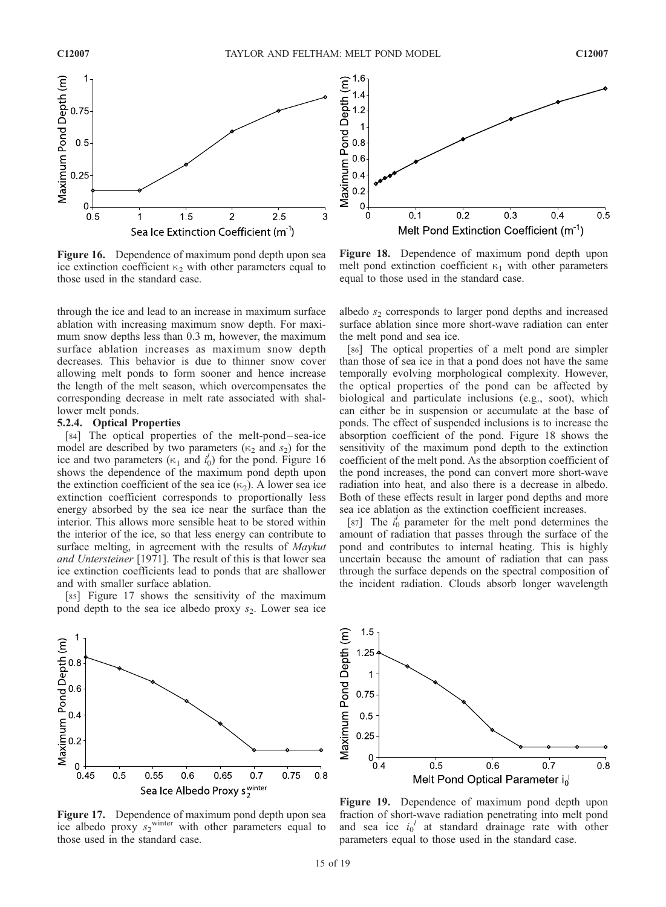Figure 16. Dependence of maximum pond depth upon sea ice extinction coefficient $\kappa_2$ with other parameters equal to those used in the standard case.

Figure 18. Dependence of maximum pond depth upon melt pond extinction coefficient $\kappa_1$ with other parameters equal to those used in the standard case.

through the ice and lead to an increase in maximum surface ablation with increasing maximum snow depth. For maximum snow depths less than 0.3 m, however, the maximum surface ablation increases as maximum snow depth decreases. This behavior is due to thinner snow cover allowing melt ponds to form sooner and hence increase the length of the melt season, which overcompensates the corresponding decrease in melt rate associated with shallower melt ponds.

#### 5.2.4. Optical Properties

[84] The optical properties of the melt-pond–sea-ice model are described by two parameters ($\kappa_2$ and $s_2$) for the ice and two parameters ($\kappa_1$ and $i_0^l$) for the pond. Figure 16 shows the dependence of the maximum pond depth upon the extinction coefficient of the sea ice ($\kappa_2$). A lower sea ice extinction coefficient corresponds to proportionally less energy absorbed by the sea ice near the surface than the interior. This allows more sensible heat to be stored within the interior of the ice, so that less energy can contribute to surface melting, in agreement with the results of *Maykut and Untersteiner* [1971]. The result of this is that lower sea ice extinction coefficients lead to ponds that are shallower and with smaller surface ablation.

[85] Figure 17 shows the sensitivity of the maximum pond depth to the sea ice albedo proxy $s_2$. Lower sea ice albedo $s_2$ corresponds to larger pond depths and increased surface ablation since more short-wave radiation can enter the melt pond and sea ice.

[86] The optical properties of a melt pond are simpler than those of sea ice in that a pond does not have the same temporally evolving morphological complexity. However, the optical properties of the pond can be affected by biological and particulate inclusions (e.g., soot), which can either be in suspension or accumulate at the base of ponds. The effect of suspended inclusions is to increase the absorption coefficient of the pond. Figure 18 shows the sensitivity of the maximum pond depth to the extinction coefficient of the melt pond. As the absorption coefficient of the pond increases, the pond can convert more short-wave radiation into heat, and also there is a decrease in albedo. Both of these effects result in larger pond depths and more sea ice ablation as the extinction coefficient increases.

[87] The $i_0^l$ parameter for the melt pond determines the amount of radiation that passes through the surface of the pond and contributes to internal heating. This is highly uncertain because the amount of radiation that can pass through the surface depends on the spectral composition of the incident radiation. Clouds absorb longer wavelength

Figure 17. Dependence of maximum pond depth upon sea ice albedo proxy $s_2^{winter}$ with other parameters equal to those used in the standard case.

Figure 19. Dependence of maximum pond depth upon fraction of short-wave radiation penetrating into melt pond and sea ice $i_0^l$ at standard drainage rate with other parameters equal to those used in the standard case.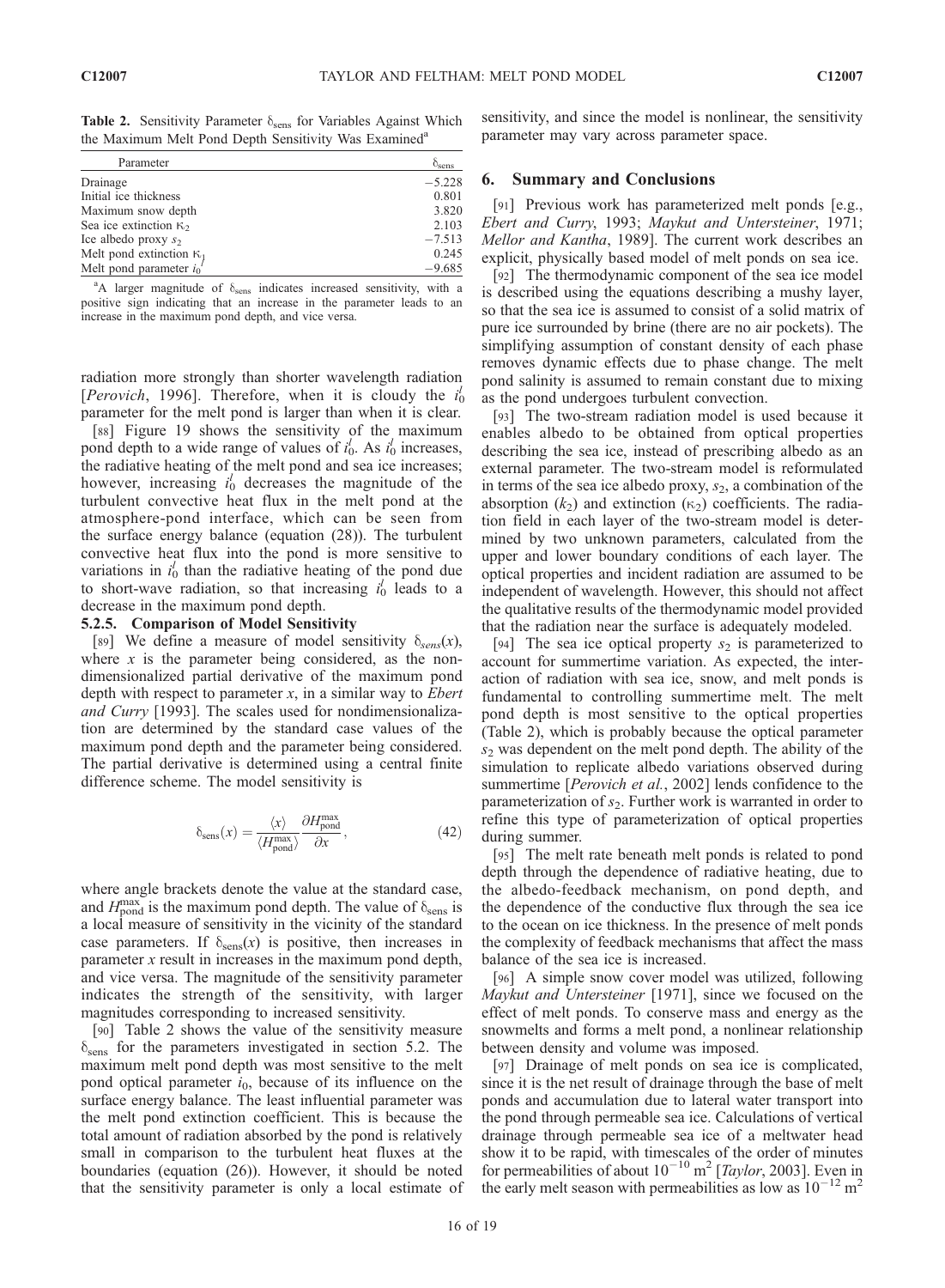**Table 2.** Sensitivity Parameter $\delta_{sens}$ for Variables Against Which the Maximum Melt Pond Depth Sensitivity Was Examined[a]

| Parameter | $\delta_{sens}$ |
|---|---|
| Drainage | −5.228 |
| Initial ice thickness | 0.801 |
| Maximum snow depth | 3.820 |
| Sea ice extinction $\kappa_2$ | 2.103 |
| Ice albedo proxy $s_2$ | −7.513 |
| Melt pond extinction $\kappa_l$ | 0.245 |
| Melt pond parameter $i_0^l$ | −9.685 |

[a]A larger magnitude of $\delta_{sens}$ indicates increased sensitivity, with a positive sign indicating that an increase in the parameter leads to an increase in the maximum pond depth, and vice versa.

radiation more strongly than shorter wavelength radiation [*Perovich*, 1996]. Therefore, when it is cloudy the $i_0^l$ parameter for the melt pond is larger than when it is clear.

[88] Figure 19 shows the sensitivity of the maximum pond depth to a wide range of values of $i_0^l$. As $i_0^l$ increases, the radiative heating of the melt pond and sea ice increases; however, increasing $i_0^l$ decreases the magnitude of the turbulent convective heat flux in the melt pond at the atmosphere-pond interface, which can be seen from the surface energy balance (equation (28)). The turbulent convective heat flux into the pond is more sensitive to variations in $i_0^l$ than the radiative heating of the pond due to short-wave radiation, so that increasing $i_0^l$ leads to a decrease in the maximum pond depth.

### 5.2.5. Comparison of Model Sensitivity

[89] We define a measure of model sensitivity $\delta_{sens}(x)$, where $x$ is the parameter being considered, as the nondimensionalized partial derivative of the maximum pond depth with respect to parameter $x$, in a similar way to *Ebert and Curry* [1993]. The scales used for nondimensionalization are determined by the standard case values of the maximum pond depth and the parameter being considered. The partial derivative is determined using a central finite difference scheme. The model sensitivity is

$$\delta_{sens}(x) = \frac{\langle x \rangle}{\langle H_{pond}^{max} \rangle} \frac{\partial H_{pond}^{max}}{\partial x}, \tag{42}$$

where angle brackets denote the value at the standard case, and $H_{pond}^{max}$ is the maximum pond depth. The value of $\delta_{sens}$ is a local measure of sensitivity in the vicinity of the standard case parameters. If $\delta_{sens}(x)$ is positive, then increases in parameter $x$ result in increases in the maximum pond depth, and vice versa. The magnitude of the sensitivity parameter indicates the strength of the sensitivity, with larger magnitudes corresponding to increased sensitivity.

[90] Table 2 shows the value of the sensitivity measure $\delta_{sens}$ for the parameters investigated in section 5.2. The maximum melt pond depth was most sensitive to the melt pond optical parameter $i_0$, because of its influence on the surface energy balance. The least influential parameter was the melt pond extinction coefficient. This is because the total amount of radiation absorbed by the pond is relatively small in comparison to the turbulent heat fluxes at the boundaries (equation (26)). However, it should be noted that the sensitivity parameter is only a local estimate of sensitivity, and since the model is nonlinear, the sensitivity parameter may vary across parameter space.

## 6. Summary and Conclusions

[91] Previous work has parameterized melt ponds [e.g., *Ebert and Curry*, 1993; *Maykut and Untersteiner*, 1971; *Mellor and Kantha*, 1989]. The current work describes an explicit, physically based model of melt ponds on sea ice.

[92] The thermodynamic component of the sea ice model is described using the equations describing a mushy layer, so that the sea ice is assumed to consist of a solid matrix of pure ice surrounded by brine (there are no air pockets). The simplifying assumption of constant density of each phase removes dynamic effects due to phase change. The melt pond salinity is assumed to remain constant due to mixing as the pond undergoes turbulent convection.

[93] The two-stream radiation model is used because it enables albedo to be obtained from optical properties describing the sea ice, instead of prescribing albedo as an external parameter. The two-stream model is reformulated in terms of the sea ice albedo proxy, $s_2$, a combination of the absorption ($k_2$) and extinction ($\kappa_2$) coefficients. The radiation field in each layer of the two-stream model is determined by two unknown parameters, calculated from the upper and lower boundary conditions of each layer. The optical properties and incident radiation are assumed to be independent of wavelength. However, this should not affect the qualitative results of the thermodynamic model provided that the radiation near the surface is adequately modeled.

[94] The sea ice optical property $s_2$ is parameterized to account for summertime variation. As expected, the interaction of radiation with sea ice, snow, and melt ponds is fundamental to controlling summertime melt. The melt pond depth is most sensitive to the optical properties (Table 2), which is probably because the optical parameter $s_2$ was dependent on the melt pond depth. The ability of the simulation to replicate albedo variations observed during summertime [*Perovich et al.*, 2002] lends confidence to the parameterization of $s_2$. Further work is warranted in order to refine this type of parameterization of optical properties during summer.

[95] The melt rate beneath melt ponds is related to pond depth through the dependence of radiative heating, due to the albedo-feedback mechanism, on pond depth, and the dependence of the conductive flux through the sea ice to the ocean on ice thickness. In the presence of melt ponds the complexity of feedback mechanisms that affect the mass balance of the sea ice is increased.

[96] A simple snow cover model was utilized, following *Maykut and Untersteiner* [1971], since we focused on the effect of melt ponds. To conserve mass and energy as the snowmelts and forms a melt pond, a nonlinear relationship between density and volume was imposed.

[97] Drainage of melt ponds on sea ice is complicated, since it is the net result of drainage through the base of melt ponds and accumulation due to lateral water transport into the pond through permeable sea ice. Calculations of vertical drainage through permeable sea ice of a meltwater head show it to be rapid, with timescales of the order of minutes for permeabilities of about $10^{-10}$ m$^2$ [*Taylor*, 2003]. Even in the early melt season with permeabilities as low as $10^{-12}$ m$^2$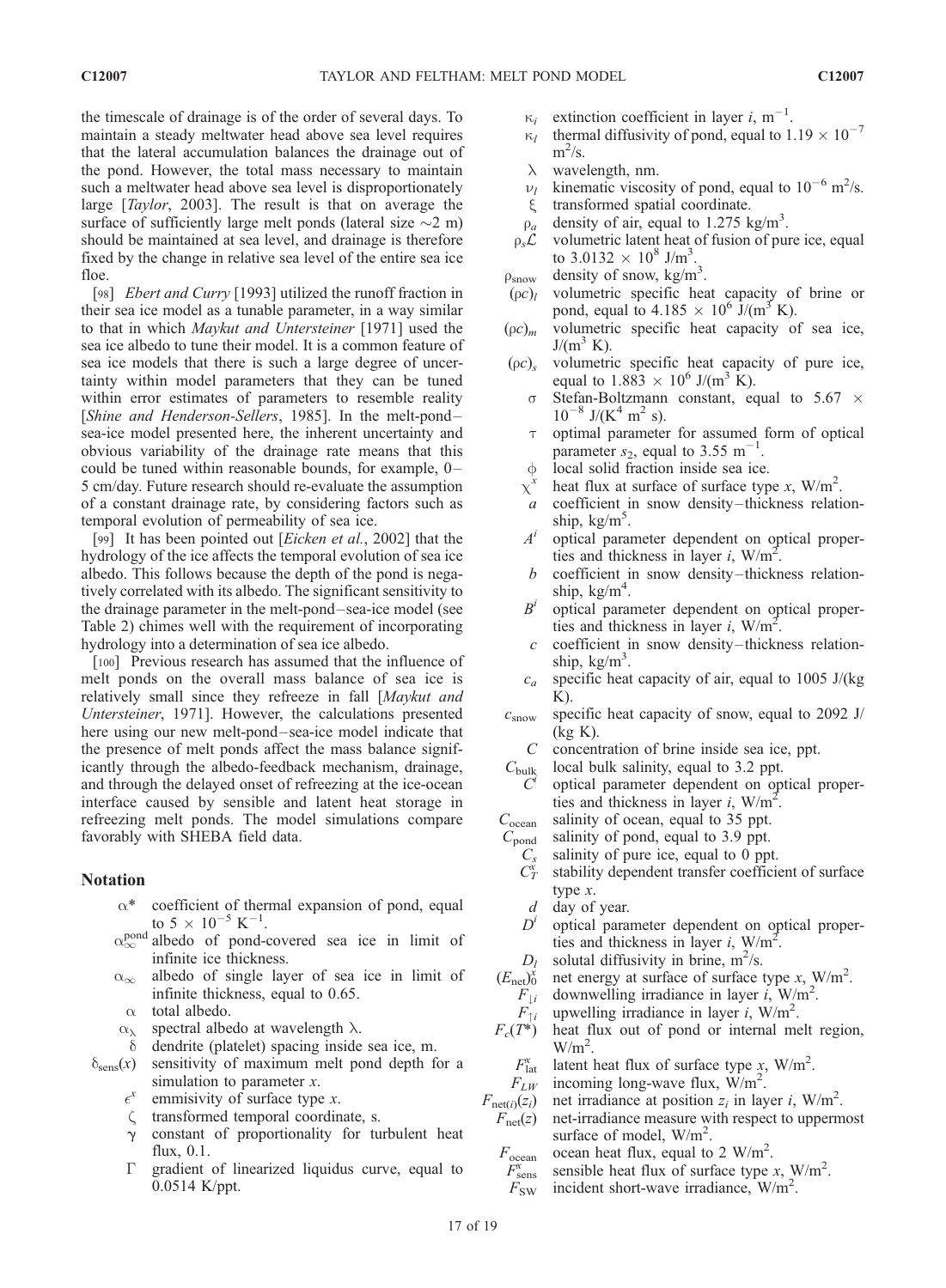the timescale of drainage is of the order of several days. To maintain a steady meltwater head above sea level requires that the lateral accumulation balances the drainage out of the pond. However, the total mass necessary to maintain such a meltwater head above sea level is disproportionately large [*Taylor*, 2003]. The result is that on average the surface of sufficiently large melt ponds (lateral size ~2 m) should be maintained at sea level, and drainage is therefore fixed by the change in relative sea level of the entire sea ice floe.

[98] *Ebert and Curry* [1993] utilized the runoff fraction in their sea ice model as a tunable parameter, in a way similar to that in which *Maykut and Untersteiner* [1971] used the sea ice albedo to tune their model. It is a common feature of sea ice models that there is such a large degree of uncertainty within model parameters that they can be tuned within error estimates of parameters to resemble reality [*Shine and Henderson-Sellers*, 1985]. In the melt-pond–sea-ice model presented here, the inherent uncertainty and obvious variability of the drainage rate means that this could be tuned within reasonable bounds, for example, 0–5 cm/day. Future research should re-evaluate the assumption of a constant drainage rate, by considering factors such as temporal evolution of permeability of sea ice.

[99] It has been pointed out [*Eicken et al.*, 2002] that the hydrology of the ice affects the temporal evolution of sea ice albedo. This follows because the depth of the pond is negatively correlated with its albedo. The significant sensitivity to the drainage parameter in the melt-pond–sea-ice model (see Table 2) chimes well with the requirement of incorporating hydrology into a determination of sea ice albedo.

[100] Previous research has assumed that the influence of melt ponds on the overall mass balance of sea ice is relatively small since they refreeze in fall [*Maykut and Untersteiner*, 1971]. However, the calculations presented here using our new melt-pond–sea-ice model indicate that the presence of melt ponds affect the mass balance significantly through the albedo-feedback mechanism, drainage, and through the delayed onset of refreezing at the ice-ocean interface caused by sensible and latent heat storage in refreezing melt ponds. The model simulations compare favorably with SHEBA field data.

## Notation

- $\alpha^*$ coefficient of thermal expansion of pond, equal to $5 \times 10^{-5}$ K$^{-1}$.
- $\alpha_\infty^{\text{pond}}$ albedo of pond-covered sea ice in limit of infinite ice thickness.
- $\alpha_\infty$ albedo of single layer of sea ice in limit of infinite thickness, equal to 0.65.
- $\alpha$ total albedo.
- $\alpha_\lambda$ spectral albedo at wavelength $\lambda$.
- $\delta$ dendrite (platelet) spacing inside sea ice, m.
- $\delta_{\text{sens}}(x)$ sensitivity of maximum melt pond depth for a simulation to parameter $x$.
- $\epsilon^x$ emmisivity of surface type $x$.
- $\zeta$ transformed temporal coordinate, s.
- $\gamma$ constant of proportionality for turbulent heat flux, 0.1.
- $\Gamma$ gradient of linearized liquidus curve, equal to 0.0514 K/ppt.
- $\kappa_i$ extinction coefficient in layer $i$, m$^{-1}$.
- $\kappa_l$ thermal diffusivity of pond, equal to $1.19 \times 10^{-7}$ m$^2$/s.
- $\lambda$ wavelength, nm.
- $\nu_l$ kinematic viscosity of pond, equal to $10^{-6}$ m$^2$/s.
- $\xi$ transformed spatial coordinate.
- $\rho_a$ density of air, equal to 1.275 kg/m$^3$.
- $\rho_s\mathcal{L}$ volumetric latent heat of fusion of pure ice, equal to $3.0132 \times 10^8$ J/m$^3$.
- $\rho_{\text{snow}}$ density of snow, kg/m$^3$.
- $(\rho c)_l$ volumetric specific heat capacity of brine or pond, equal to $4.185 \times 10^6$ J/(m$^3$ K).
- $(\rho c)_m$ volumetric specific heat capacity of sea ice, J/(m$^3$ K).
- $(\rho c)_s$ volumetric specific heat capacity of pure ice, equal to $1.883 \times 10^6$ J/(m$^3$ K).
- $\sigma$ Stefan-Boltzmann constant, equal to $5.67 \times 10^{-8}$ J/(K$^4$ m$^2$ s).
- $\tau$ optimal parameter for assumed form of optical parameter $s_2$, equal to 3.55 m$^{-1}$.
- $\phi$ local solid fraction inside sea ice.
- $\chi^x$ heat flux at surface of surface type $x$, W/m$^2$.
- $a$ coefficient in snow density–thickness relationship, kg/m$^5$.
- $A^i$ optical parameter dependent on optical properties and thickness in layer $i$, W/m$^2$.
- $b$ coefficient in snow density–thickness relationship, kg/m$^4$.
- $B^i$ optical parameter dependent on optical properties and thickness in layer $i$, W/m$^2$.
- $c$ coefficient in snow density–thickness relationship, kg/m$^3$.
- $c_a$ specific heat capacity of air, equal to 1005 J/(kg K).
- $c_{\text{snow}}$ specific heat capacity of snow, equal to 2092 J/(kg K).
- $C$ concentration of brine inside sea ice, ppt.
- $C_{\text{bulk}}$ local bulk salinity, equal to 3.2 ppt.
- $C^i$ optical parameter dependent on optical properties and thickness in layer $i$, W/m$^2$.
- $C_{\text{ocean}}$ salinity of ocean, equal to 35 ppt.
- $C_{\text{pond}}$ salinity of pond, equal to 3.9 ppt.
- $C_s$ salinity of pure ice, equal to 0 ppt.
- $C_T^x$ stability dependent transfer coefficient of surface type $x$.
- $d$ day of year.
- $D^i$ optical parameter dependent on optical properties and thickness in layer $i$, W/m$^2$.
- $D_l$ solutal diffusivity in brine, m$^2$/s.
- $(E_{\text{net}})_0^x$ net energy at surface of surface type $x$, W/m$^2$.
- $F_{\downarrow i}$ downwelling irradiance in layer $i$, W/m$^2$.
- $F_{\uparrow i}$ upwelling irradiance in layer $i$, W/m$^2$.
- $F_c(T^*)$ heat flux out of pond or internal melt region, W/m$^2$.
- $F_{\text{lat}}^x$ latent heat flux of surface type $x$, W/m$^2$.
- $F_{LW}$ incoming long-wave flux, W/m$^2$.
- $F_{\text{net}(i)}(z_i)$ net irradiance at position $z_i$ in layer $i$, W/m$^2$.
- $F_{\text{net}}(z)$ net-irradiance measure with respect to uppermost surface of model, W/m$^2$.
- $F_{\text{ocean}}$ ocean heat flux, equal to 2 W/m$^2$.
- $F_{\text{sens}}^x$ sensible heat flux of surface type $x$, W/m$^2$.
- $F_{\text{SW}}$ incident short-wave irradiance, W/m$^2$.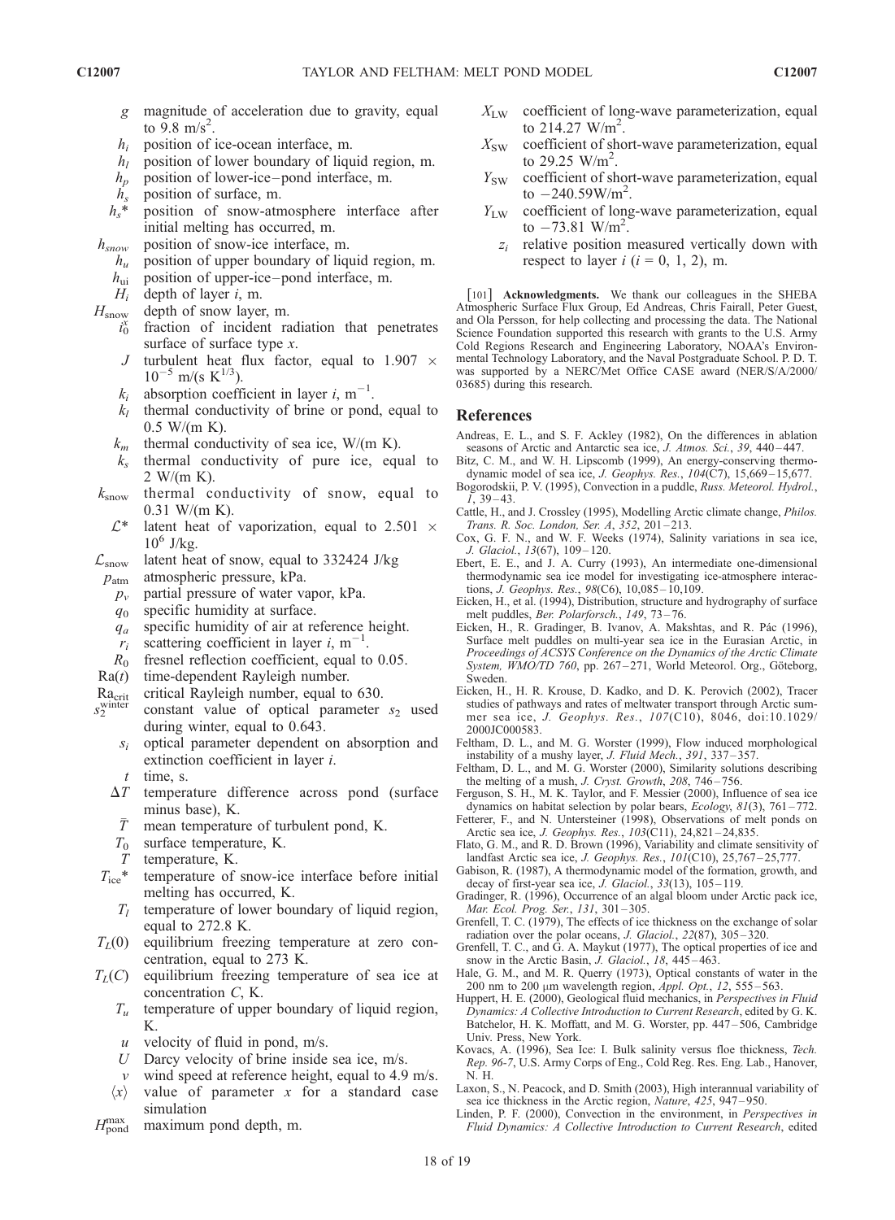$g$ magnitude of acceleration due to gravity, equal to 9.8 m/s$^2$.

$h_i$ position of ice-ocean interface, m.

$h_l$ position of lower boundary of liquid region, m.

$h_p$ position of lower-ice–pond interface, m.

$h_s$ position of surface, m.

$h_s$* position of snow-atmosphere interface after initial melting has occurred, m.

$h_{snow}$ position of snow-ice interface, m.

$h_u$ position of upper boundary of liquid region, m.

$h_{ui}$ position of upper-ice–pond interface, m.

$H_i$ depth of layer $i$, m.

$H_{snow}$ depth of snow layer, m.

$i_0^x$ fraction of incident radiation that penetrates surface of surface type $x$.

$J$ turbulent heat flux factor, equal to 1.907 $\times$ $10^{-5}$ m/(s K$^{1/3}$).

$k_i$ absorption coefficient in layer $i$, m$^{-1}$.

$k_l$ thermal conductivity of brine or pond, equal to 0.5 W/(m K).

$k_m$ thermal conductivity of sea ice, W/(m K).

$k_s$ thermal conductivity of pure ice, equal to 2 W/(m K).

$k_{snow}$ thermal conductivity of snow, equal to 0.31 W/(m K).

$\mathcal{L}^*$ latent heat of vaporization, equal to 2.501 $\times$ $10^6$ J/kg.

$\mathcal{L}_{snow}$ latent heat of snow, equal to 332424 J/kg

$p_{atm}$ atmospheric pressure, kPa.

$p_v$ partial pressure of water vapor, kPa.

$q_0$ specific humidity at surface.

$q_a$ specific humidity of air at reference height.

$r_i$ scattering coefficient in layer $i$, m$^{-1}$.

$R_0$ fresnel reflection coefficient, equal to 0.05.

Ra($t$) time-dependent Rayleigh number.

Ra$_{crit}$ critical Rayleigh number, equal to 630.

$s_2^{winter}$ constant value of optical parameter $s_2$ used during winter, equal to 0.643.

$s_i$ optical parameter dependent on absorption and extinction coefficient in layer $i$.

$t$ time, s.

$\Delta T$ temperature difference across pond (surface minus base), K.

$\bar{T}$ mean temperature of turbulent pond, K.

$T_0$ surface temperature, K.

$T$ temperature, K.

$T_{ice}$* temperature of snow-ice interface before initial melting has occurred, K.

$T_l$ temperature of lower boundary of liquid region, equal to 272.8 K.

$T_L(0)$ equilibrium freezing temperature at zero concentration, equal to 273 K.

$T_L(C)$ equilibrium freezing temperature of sea ice at concentration $C$, K.

$T_u$ temperature of upper boundary of liquid region, K.

$u$ velocity of fluid in pond, m/s.

$U$ Darcy velocity of brine inside sea ice, m/s.

$v$ wind speed at reference height, equal to 4.9 m/s.

$\langle x \rangle$ value of parameter $x$ for a standard case simulation

$H_{pond}^{max}$ maximum pond depth, m.

$X_{LW}$ coefficient of long-wave parameterization, equal to 214.27 W/m$^2$.

$X_{SW}$ coefficient of short-wave parameterization, equal to 29.25 W/m$^2$.

$Y_{SW}$ coefficient of short-wave parameterization, equal to $-240.59$W/m$^2$.

$Y_{LW}$ coefficient of long-wave parameterization, equal to $-73.81$ W/m$^2$.

$z_i$ relative position measured vertically down with respect to layer $i$ ($i$ = 0, 1, 2), m.

[101] **Acknowledgments.** We thank our colleagues in the SHEBA Atmospheric Surface Flux Group, Ed Andreas, Chris Fairall, Peter Guest, and Ola Persson, for help collecting and processing the data. The National Science Foundation supported this research with grants to the U.S. Army Cold Regions Research and Engineering Laboratory, NOAA's Environmental Technology Laboratory, and the Naval Postgraduate School. P. D. T. was supported by a NERC/Met Office CASE award (NER/S/A/2000/03685) during this research.

## References

Andreas, E. L., and S. F. Ackley (1982), On the differences in ablation seasons of Arctic and Antarctic sea ice, *J. Atmos. Sci.*, *39*, 440–447.

Bitz, C. M., and W. H. Lipscomb (1999), An energy-conserving thermodynamic model of sea ice, *J. Geophys. Res.*, *104*(C7), 15,669–15,677.

Bogorodskii, P. V. (1995), Convection in a puddle, *Russ. Meteorol. Hydrol.*, *1*, 39–43.

Cattle, H., and J. Crossley (1995), Modelling Arctic climate change, *Philos. Trans. R. Soc. London, Ser. A*, *352*, 201–213.

Cox, G. F. N., and W. F. Weeks (1974), Salinity variations in sea ice, *J. Glaciol.*, *13*(67), 109–120.

Ebert, E. E., and J. A. Curry (1993), An intermediate one-dimensional thermodynamic sea ice model for investigating ice-atmosphere interactions, *J. Geophys. Res.*, *98*(C6), 10,085–10,109.

Eicken, H., et al. (1994), Distribution, structure and hydrography of surface melt puddles, *Ber. Polarforsch.*, *149*, 73–76.

Eicken, H., R. Gradinger, B. Ivanov, A. Makshtas, and R. Pác (1996), Surface melt puddles on multi-year sea ice in the Eurasian Arctic, in *Proceedings of ACSYS Conference on the Dynamics of the Arctic Climate System, WMO/TD 760*, pp. 267–271, World Meteorol. Org., Göteborg, Sweden.

Eicken, H., H. R. Krouse, D. Kadko, and D. K. Perovich (2002), Tracer studies of pathways and rates of meltwater transport through Arctic summer sea ice, *J. Geophys. Res.*, *107*(C10), 8046, doi:10.1029/2000JC000583.

Feltham, D. L., and M. G. Worster (1999), Flow induced morphological instability of a mushy layer, *J. Fluid Mech.*, *391*, 337–357.

Feltham, D. L., and M. G. Worster (2000), Similarity solutions describing the melting of a mush, *J. Cryst. Growth*, *208*, 746–756.

Ferguson, S. H., M. K. Taylor, and F. Messier (2000), Influence of sea ice dynamics on habitat selection by polar bears, *Ecology*, *81*(3), 761–772.

Fetterer, F., and N. Untersteiner (1998), Observations of melt ponds on Arctic sea ice, *J. Geophys. Res.*, *103*(C11), 24,821–24,835.

Flato, G. M., and R. D. Brown (1996), Variability and climate sensitivity of landfast Arctic sea ice, *J. Geophys. Res.*, *101*(C10), 25,767–25,777.

Gabison, R. (1987), A thermodynamic model of the formation, growth, and decay of first-year sea ice, *J. Glaciol.*, *33*(13), 105–119.

Gradinger, R. (1996), Occurrence of an algal bloom under Arctic pack ice, *Mar. Ecol. Prog. Ser.*, *131*, 301–305.

Grenfell, T. C. (1979), The effects of ice thickness on the exchange of solar radiation over the polar oceans, *J. Glaciol.*, *22*(87), 305–320.

Grenfell, T. C., and G. A. Maykut (1977), The optical properties of ice and snow in the Arctic Basin, *J. Glaciol.*, *18*, 445–463.

Hale, G. M., and M. R. Querry (1973), Optical constants of water in the 200 nm to 200 μm wavelength region, *Appl. Opt.*, *12*, 555–563.

Huppert, H. E. (2000), Geological fluid mechanics, in *Perspectives in Fluid Dynamics: A Collective Introduction to Current Research*, edited by G. K. Batchelor, H. K. Moffatt, and M. G. Worster, pp. 447–506, Cambridge Univ. Press, New York.

Kovacs, A. (1996), Sea Ice: I. Bulk salinity versus floe thickness, *Tech. Rep. 96-7*, U.S. Army Corps of Eng., Cold Reg. Res. Eng. Lab., Hanover, N. H.

Laxon, S., N. Peacock, and D. Smith (2003), High interannual variability of sea ice thickness in the Arctic region, *Nature*, *425*, 947–950.

Linden, P. F. (2000), Convection in the environment, in *Perspectives in Fluid Dynamics: A Collective Introduction to Current Research*, edited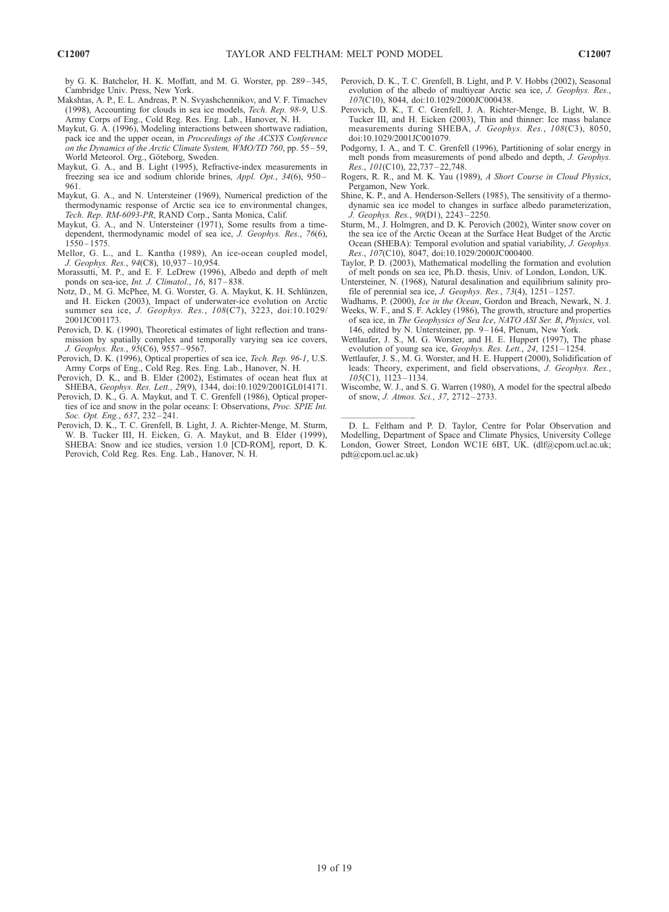by G. K. Batchelor, H. K. Moffatt, and M. G. Worster, pp. 289–345, Cambridge Univ. Press, New York.

Makshtas, A. P., E. L. Andreas, P. N. Svyashchennikov, and V. F. Timachev (1998), Accounting for clouds in sea ice models, *Tech. Rep. 98-9*, U.S. Army Corps of Eng., Cold Reg. Res. Eng. Lab., Hanover, N. H.

Maykut, G. A. (1996), Modeling interactions between shortwave radiation, pack ice and the upper ocean, in *Proceedings of the ACSYS Conference on the Dynamics of the Arctic Climate System, WMO/TD 760*, pp. 55–59, World Meteorol. Org., Göteborg, Sweden.

Maykut, G. A., and B. Light (1995), Refractive-index measurements in freezing sea ice and sodium chloride brines, *Appl. Opt.*, *34*(6), 950–961.

Maykut, G. A., and N. Untersteiner (1969), Numerical prediction of the thermodynamic response of Arctic sea ice to environmental changes, *Tech. Rep. RM-6093-PR*, RAND Corp., Santa Monica, Calif.

Maykut, G. A., and N. Untersteiner (1971), Some results from a time-dependent, thermodynamic model of sea ice, *J. Geophys. Res.*, *76*(6), 1550–1575.

Mellor, G. L., and L. Kantha (1989), An ice-ocean coupled model, *J. Geophys. Res.*, *94*(C8), 10,937–10,954.

Morassutti, M. P., and E. F. LeDrew (1996), Albedo and depth of melt ponds on sea-ice, *Int. J. Climatol.*, *16*, 817–838.

Notz, D., M. G. McPhee, M. G. Worster, G. A. Maykut, K. H. Schlünzen, and H. Eicken (2003), Impact of underwater-ice evolution on Arctic summer sea ice, *J. Geophys. Res.*, *108*(C7), 3223, doi:10.1029/2001JC001173.

Perovich, D. K. (1990), Theoretical estimates of light reflection and transmission by spatially complex and temporally varying sea ice covers, *J. Geophys. Res.*, *95*(C6), 9557–9567.

Perovich, D. K. (1996), Optical properties of sea ice, *Tech. Rep. 96-1*, U.S. Army Corps of Eng., Cold Reg. Res. Eng. Lab., Hanover, N. H.

Perovich, D. K., and B. Elder (2002), Estimates of ocean heat flux at SHEBA, *Geophys. Res. Lett.*, *29*(9), 1344, doi:10.1029/2001GL014171.

Perovich, D. K., G. A. Maykut, and T. C. Grenfell (1986), Optical properties of ice and snow in the polar oceans: I: Observations, *Proc. SPIE Int. Soc. Opt. Eng.*, *637*, 232–241.

Perovich, D. K., T. C. Grenfell, B. Light, J. A. Richter-Menge, M. Sturm, W. B. Tucker III, H. Eicken, G. A. Maykut, and B. Elder (1999), SHEBA: Snow and ice studies, version 1.0 [CD-ROM], report, D. K. Perovich, Cold Reg. Res. Eng. Lab., Hanover, N. H.

Perovich, D. K., T. C. Grenfell, B. Light, and P. V. Hobbs (2002), Seasonal evolution of the albedo of multiyear Arctic sea ice, *J. Geophys. Res.*, *107*(C10), 8044, doi:10.1029/2000JC000438.

Perovich, D. K., T. C. Grenfell, J. A. Richter-Menge, B. Light, W. B. Tucker III, and H. Eicken (2003), Thin and thinner: Ice mass balance measurements during SHEBA, *J. Geophys. Res.*, *108*(C3), 8050, doi:10.1029/2001JC001079.

Podgorny, I. A., and T. C. Grenfell (1996), Partitioning of solar energy in melt ponds from measurements of pond albedo and depth, *J. Geophys. Res.*, *101*(C10), 22,737–22,748.

Rogers, R. R., and M. K. Yau (1989), *A Short Course in Cloud Physics*, Pergamon, New York.

Shine, K. P., and A. Henderson-Sellers (1985), The sensitivity of a thermodynamic sea ice model to changes in surface albedo parameterization, *J. Geophys. Res.*, *90*(D1), 2243–2250.

Sturm, M., J. Holmgren, and D. K. Perovich (2002), Winter snow cover on the sea ice of the Arctic Ocean at the Surface Heat Budget of the Arctic Ocean (SHEBA): Temporal evolution and spatial variability, *J. Geophys. Res.*, *107*(C10), 8047, doi:10.1029/2000JC000400.

Taylor, P. D. (2003), Mathematical modelling the formation and evolution of melt ponds on sea ice, Ph.D. thesis, Univ. of London, London, UK.

Untersteiner, N. (1968), Natural desalination and equilibrium salinity profile of perennial sea ice, *J. Geophys. Res.*, *73*(4), 1251–1257.

Wadhams, P. (2000), *Ice in the Ocean*, Gordon and Breach, Newark, N. J.

Weeks, W. F., and S. F. Ackley (1986), The growth, structure and properties of sea ice, in *The Geophysics of Sea Ice*, *NATO ASI Ser. B*, *Physics*, vol. 146, edited by N. Untersteiner, pp. 9–164, Plenum, New York.

Wettlaufer, J. S., M. G. Worster, and H. E. Huppert (1997), The phase evolution of young sea ice, *Geophys. Res. Lett.*, *24*, 1251–1254.

Wettlaufer, J. S., M. G. Worster, and H. E. Huppert (2000), Solidification of leads: Theory, experiment, and field observations, *J. Geophys. Res.*, *105*(C1), 1123–1134.

Wiscombe, W. J., and S. G. Warren (1980), A model for the spectral albedo of snow, *J. Atmos. Sci.*, *37*, 2712–2733.

---

D. L. Feltham and P. D. Taylor, Centre for Polar Observation and Modelling, Department of Space and Climate Physics, University College London, Gower Street, London WC1E 6BT, UK. (dlf@cpom.ucl.ac.uk; pdt@cpom.ucl.ac.uk)